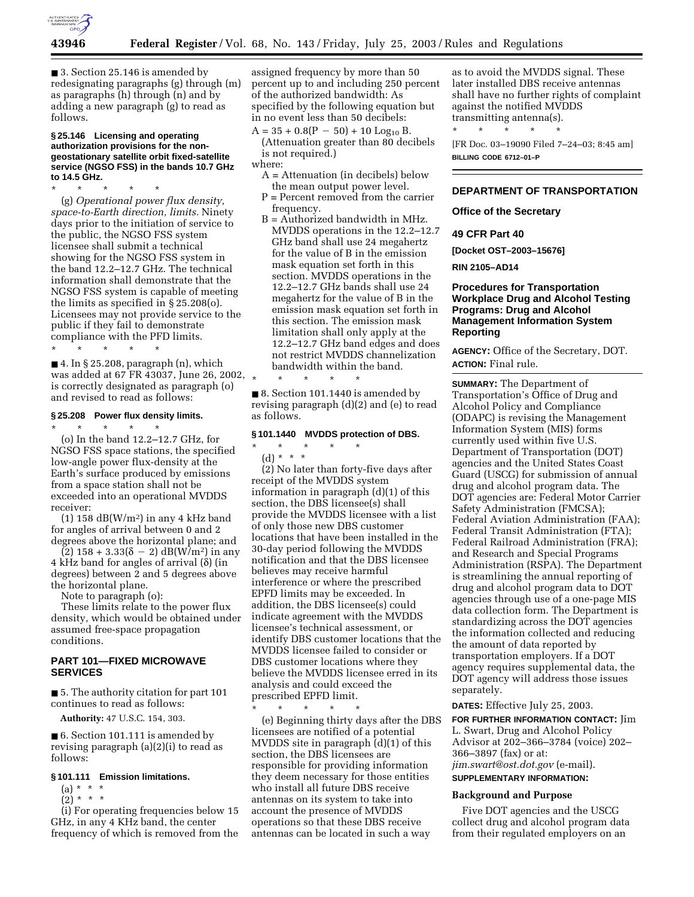■ 3. Section 25.146 is amended by redesignating paragraphs (g) through (m) as paragraphs (h) through (n) and by adding a new paragraph (g) to read as follows.

#### § 25.146 Licensing and operating authorization provisions for the non-geostationary satellite orbit fixed-satellite service (NGSO FSS) in the bands 10.7 GHz to 14.5 GHz.

\* \* \* \* \*

(g) *Operational power flux density, space-to-Earth direction, limits.* Ninety days prior to the initiation of service to the public, the NGSO FSS system licensee shall submit a technical showing for the NGSO FSS system in the band 12.2–12.7 GHz. The technical information shall demonstrate that the NGSO FSS system is capable of meeting the limits as specified in § 25.208(o). Licensees may not provide service to the public if they fail to demonstrate compliance with the PFD limits.

\* \* \* \* \*

■ 4. In § 25.208, paragraph (n), which was added at 67 FR 43037, June 26, 2002, is correctly designated as paragraph (o) and revised to read as follows:

#### § 25.208 Power flux density limits.

\* \* \* \* \*

(o) In the band 12.2–12.7 GHz, for NGSO FSS space stations, the specified low-angle power flux-density at the Earth's surface produced by emissions from a space station shall not be exceeded into an operational MVDDS receiver:

(1) 158 dB(W/m$^2$) in any 4 kHz band for angles of arrival between 0 and 2 degrees above the horizontal plane; and

(2) 158 + 3.33($\delta$ − 2) dB(W/m$^2$) in any 4 kHz band for angles of arrival ($\delta$) (in degrees) between 2 and 5 degrees above the horizontal plane.

Note to paragraph (o):

These limits relate to the power flux density, which would be obtained under assumed free-space propagation conditions.

## PART 101—FIXED MICROWAVE SERVICES

■ 5. The authority citation for part 101 continues to read as follows:

**Authority:** 47 U.S.C. 154, 303.

■ 6. Section 101.111 is amended by revising paragraph (a)(2)(i) to read as follows:

#### § 101.111 Emission limitations.

(a) \* \* \*

(2) \* \* \*

(i) For operating frequencies below 15 GHz, in any 4 KHz band, the center frequency of which is removed from the assigned frequency by more than 50 percent up to and including 250 percent of the authorized bandwidth: As specified by the following equation but in no event less than 50 decibels:

$A = 35 + 0.8(P - 50) + 10 \log_{10} B$.

(Attenuation greater than 80 decibels is not required.)

where:

A = Attenuation (in decibels) below the mean output power level.

P = Percent removed from the carrier frequency.

B = Authorized bandwidth in MHz. MVDDS operations in the 12.2–12.7 GHz band shall use 24 megahertz for the value of B in the emission mask equation set forth in this section. MVDDS operations in the 12.2–12.7 GHz bands shall use 24 megahertz for the value of B in the emission mask equation set forth in this section. The emission mask limitation shall only apply at the 12.2–12.7 GHz band edges and does not restrict MVDDS channelization bandwidth within the band.

\* \* \* \* \*

■ 8. Section 101.1440 is amended by revising paragraph (d)(2) and (e) to read as follows.

#### § 101.1440 MVDDS protection of DBS.

\* \* \* \* \*

(d) \* \* \*

(2) No later than forty-five days after receipt of the MVDDS system information in paragraph (d)(1) of this section, the DBS licensee(s) shall provide the MVDDS licensee with a list of only those new DBS customer locations that have been installed in the 30-day period following the MVDDS notification and that the DBS licensee believes may receive harmful interference or where the prescribed EPFD limits may be exceeded. In addition, the DBS licensee(s) could indicate agreement with the MVDDS licensee's technical assessment, or identify DBS customer locations that the MVDDS licensee failed to consider or DBS customer locations where they believe the MVDDS licensee erred in its analysis and could exceed the prescribed EPFD limit.

\* \* \* \* \*

(e) Beginning thirty days after the DBS licensees are notified of a potential MVDDS site in paragraph (d)(1) of this section, the DBS licensees are responsible for providing information they deem necessary for those entities who install all future DBS receive antennas on its system to take into account the presence of MVDDS operations so that these DBS receive antennas can be located in such a way as to avoid the MVDDS signal. These later installed DBS receive antennas shall have no further rights of complaint against the notified MVDDS transmitting antenna(s).

\* \* \* \* \*

[FR Doc. 03–19090 Filed 7–24–03; 8:45 am]

**BILLING CODE 6712–01–P**

---

## DEPARTMENT OF TRANSPORTATION

### Office of the Secretary

### 49 CFR Part 40

**[Docket OST–2003–15676]**

**RIN 2105–AD14**

### Procedures for Transportation Workplace Drug and Alcohol Testing Programs: Drug and Alcohol Management Information System Reporting

**AGENCY:** Office of the Secretary, DOT.

**ACTION:** Final rule.

**SUMMARY:** The Department of Transportation's Office of Drug and Alcohol Policy and Compliance (ODAPC) is revising the Management Information System (MIS) forms currently used within five U.S. Department of Transportation (DOT) agencies and the United States Coast Guard (USCG) for submission of annual drug and alcohol program data. The DOT agencies are: Federal Motor Carrier Safety Administration (FMCSA); Federal Aviation Administration (FAA); Federal Transit Administration (FTA); Federal Railroad Administration (FRA); and Research and Special Programs Administration (RSPA). The Department is streamlining the annual reporting of drug and alcohol program data to DOT agencies through use of a one-page MIS data collection form. The Department is standardizing across the DOT agencies the information collected and reducing the amount of data reported by transportation employers. If a DOT agency requires supplemental data, the DOT agency will address those issues separately.

**DATES:** Effective July 25, 2003.

**FOR FURTHER INFORMATION CONTACT:** Jim L. Swart, Drug and Alcohol Policy Advisor at 202–366–3784 (voice) 202–366–3897 (fax) or at: *jim.swart@ost.dot.gov* (e-mail).

**SUPPLEMENTARY INFORMATION:**

**Background and Purpose**

Five DOT agencies and the USCG collect drug and alcohol program data from their regulated employers on an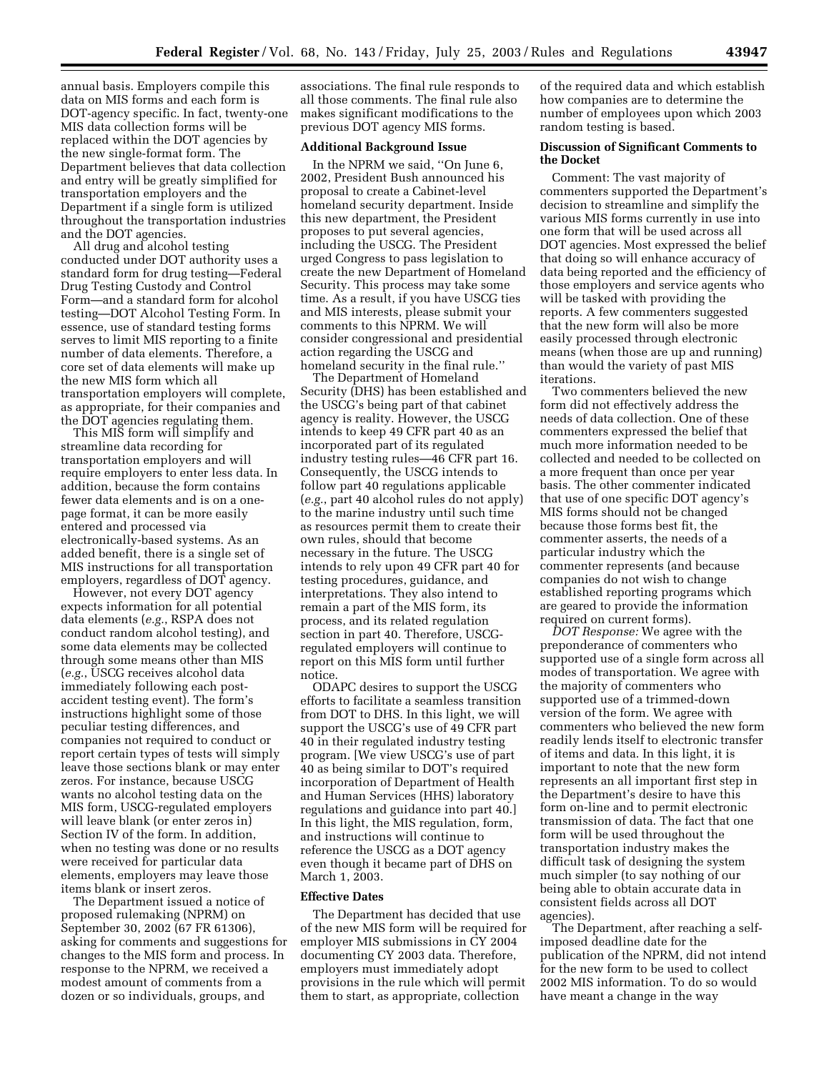annual basis. Employers compile this data on MIS forms and each form is DOT-agency specific. In fact, twenty-one MIS data collection forms will be replaced within the DOT agencies by the new single-format form. The Department believes that data collection and entry will be greatly simplified for transportation employers and the Department if a single form is utilized throughout the transportation industries and the DOT agencies.

All drug and alcohol testing conducted under DOT authority uses a standard form for drug testing—Federal Drug Testing Custody and Control Form—and a standard form for alcohol testing—DOT Alcohol Testing Form. In essence, use of standard testing forms serves to limit MIS reporting to a finite number of data elements. Therefore, a core set of data elements will make up the new MIS form which all transportation employers will complete, as appropriate, for their companies and the DOT agencies regulating them.

This MIS form will simplify and streamline data recording for transportation employers and will require employers to enter less data. In addition, because the form contains fewer data elements and is on a one-page format, it can be more easily entered and processed via electronically-based systems. As an added benefit, there is a single set of MIS instructions for all transportation employers, regardless of DOT agency.

However, not every DOT agency expects information for all potential data elements (*e.g.*, RSPA does not conduct random alcohol testing), and some data elements may be collected through some means other than MIS (*e.g.*, USCG receives alcohol data immediately following each post-accident testing event). The form's instructions highlight some of those peculiar testing differences, and companies not required to conduct or report certain types of tests will simply leave those sections blank or may enter zeros. For instance, because USCG wants no alcohol testing data on the MIS form, USCG-regulated employers will leave blank (or enter zeros in) Section IV of the form. In addition, when no testing was done or no results were received for particular data elements, employers may leave those items blank or insert zeros.

The Department issued a notice of proposed rulemaking (NPRM) on September 30, 2002 (67 FR 61306), asking for comments and suggestions for changes to the MIS form and process. In response to the NPRM, we received a modest amount of comments from a dozen or so individuals, groups, and associations. The final rule responds to all those comments. The final rule also makes significant modifications to the previous DOT agency MIS forms.

### Additional Background Issue

In the NPRM we said, "On June 6, 2002, President Bush announced his proposal to create a Cabinet-level homeland security department. Inside this new department, the President proposes to put several agencies, including the USCG. The President urged Congress to pass legislation to create the new Department of Homeland Security. This process may take some time. As a result, if you have USCG ties and MIS interests, please submit your comments to this NPRM. We will consider congressional and presidential action regarding the USCG and homeland security in the final rule."

The Department of Homeland Security (DHS) has been established and the USCG's being part of that cabinet agency is reality. However, the USCG intends to keep 49 CFR part 40 as an incorporated part of its regulated industry testing rules—46 CFR part 16. Consequently, the USCG intends to follow part 40 regulations applicable (*e.g.*, part 40 alcohol rules do not apply) to the marine industry until such time as resources permit them to create their own rules, should that become necessary in the future. The USCG intends to rely upon 49 CFR part 40 for testing procedures, guidance, and interpretations. They also intend to remain a part of the MIS form, its process, and its related regulation section in part 40. Therefore, USCG-regulated employers will continue to report on this MIS form until further notice.

ODAPC desires to support the USCG efforts to facilitate a seamless transition from DOT to DHS. In this light, we will support the USCG's use of 49 CFR part 40 in their regulated industry testing program. [We view USCG's use of part 40 as being similar to DOT's required incorporation of Department of Health and Human Services (HHS) laboratory regulations and guidance into part 40.] In this light, the MIS regulation, form, and instructions will continue to reference the USCG as a DOT agency even though it became part of DHS on March 1, 2003.

### Effective Dates

The Department has decided that use of the new MIS form will be required for employer MIS submissions in CY 2004 documenting CY 2003 data. Therefore, employers must immediately adopt provisions in the rule which will permit them to start, as appropriate, collection of the required data and which establish how companies are to determine the number of employees upon which 2003 random testing is based.

### Discussion of Significant Comments to the Docket

Comment: The vast majority of commenters supported the Department's decision to streamline and simplify the various MIS forms currently in use into one form that will be used across all DOT agencies. Most expressed the belief that doing so will enhance accuracy of data being reported and the efficiency of those employers and service agents who will be tasked with providing the reports. A few commenters suggested that the new form will also be more easily processed through electronic means (when those are up and running) than would the variety of past MIS iterations.

Two commenters believed the new form did not effectively address the needs of data collection. One of these commenters expressed the belief that much more information needed to be collected and needed to be collected on a more frequent than once per year basis. The other commenter indicated that use of one specific DOT agency's MIS forms should not be changed because those forms best fit, the commenter asserts, the needs of a particular industry which the commenter represents (and because companies do not wish to change established reporting programs which are geared to provide the information required on current forms).

*DOT Response:* We agree with the preponderance of commenters who supported use of a single form across all modes of transportation. We agree with the majority of commenters who supported use of a trimmed-down version of the form. We agree with commenters who believed the new form readily lends itself to electronic transfer of items and data. In this light, it is important to note that the new form represents an all important first step in the Department's desire to have this form on-line and to permit electronic transmission of data. The fact that one form will be used throughout the transportation industry makes the difficult task of designing the system much simpler (to say nothing of our being able to obtain accurate data in consistent fields across all DOT agencies).

The Department, after reaching a self-imposed deadline date for the publication of the NPRM, did not intend for the new form to be used to collect 2002 MIS information. To do so would have meant a change in the way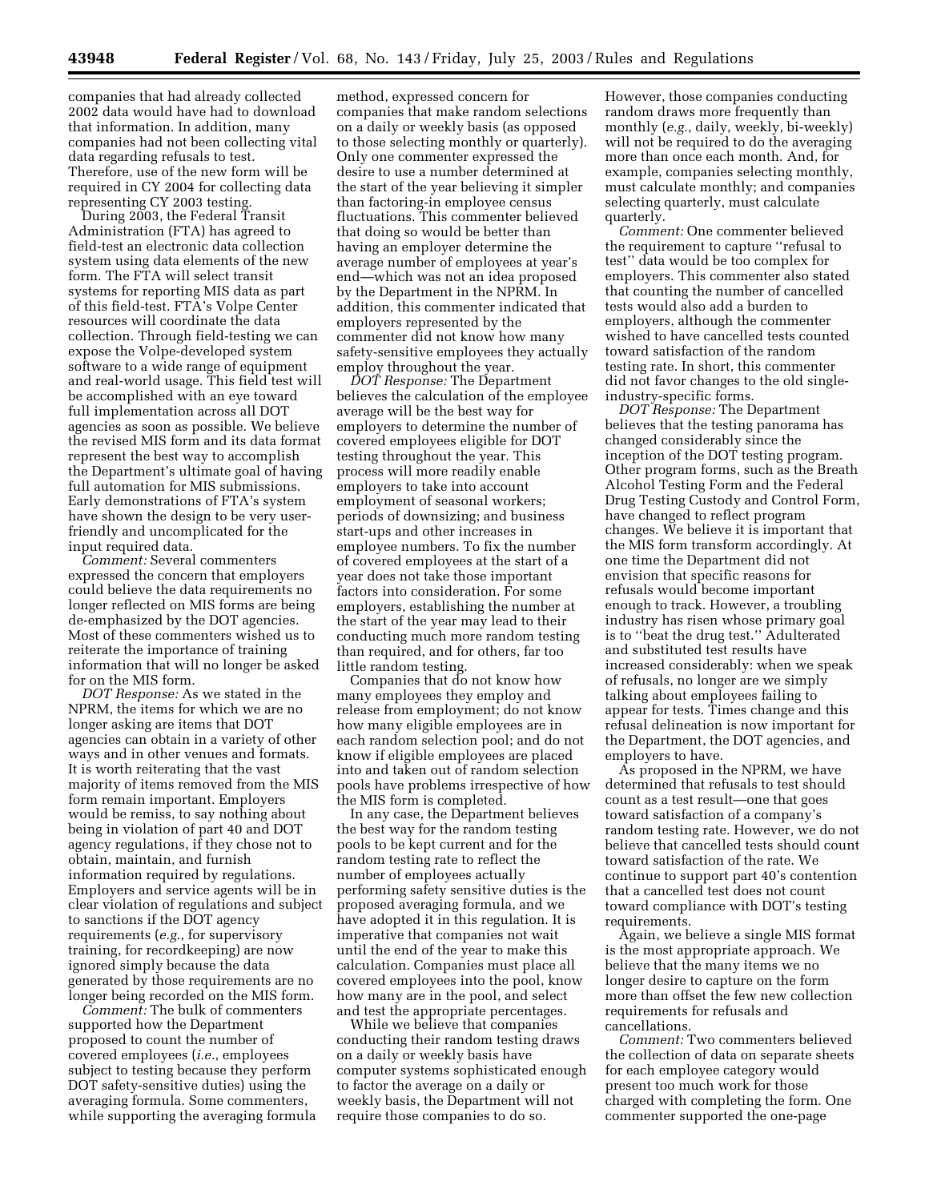companies that had already collected 2002 data would have had to download that information. In addition, many companies had not been collecting vital data regarding refusals to test. Therefore, use of the new form will be required in CY 2004 for collecting data representing CY 2003 testing.

During 2003, the Federal Transit Administration (FTA) has agreed to field-test an electronic data collection system using data elements of the new form. The FTA will select transit systems for reporting MIS data as part of this field-test. FTA's Volpe Center resources will coordinate the data collection. Through field-testing we can expose the Volpe-developed system software to a wide range of equipment and real-world usage. This field test will be accomplished with an eye toward full implementation across all DOT agencies as soon as possible. We believe the revised MIS form and its data format represent the best way to accomplish the Department's ultimate goal of having full automation for MIS submissions. Early demonstrations of FTA's system have shown the design to be very user-friendly and uncomplicated for the input required data.

*Comment:* Several commenters expressed the concern that employers could believe the data requirements no longer reflected on MIS forms are being de-emphasized by the DOT agencies. Most of these commenters wished us to reiterate the importance of training information that will no longer be asked for on the MIS form.

*DOT Response:* As we stated in the NPRM, the items for which we are no longer asking are items that DOT agencies can obtain in a variety of other ways and in other venues and formats. It is worth reiterating that the vast majority of items removed from the MIS form remain important. Employers would be remiss, to say nothing about being in violation of part 40 and DOT agency regulations, if they chose not to obtain, maintain, and furnish information required by regulations. Employers and service agents will be in clear violation of regulations and subject to sanctions if the DOT agency requirements (*e.g.*, for supervisory training, for recordkeeping) are now ignored simply because the data generated by those requirements are no longer being recorded on the MIS form.

*Comment:* The bulk of commenters supported how the Department proposed to count the number of covered employees (*i.e.*, employees subject to testing because they perform DOT safety-sensitive duties) using the averaging formula. Some commenters, while supporting the averaging formula method, expressed concern for companies that make random selections on a daily or weekly basis (as opposed to those selecting monthly or quarterly). Only one commenter expressed the desire to use a number determined at the start of the year believing it simpler than factoring-in employee census fluctuations. This commenter believed that doing so would be better than having an employer determine the average number of employees at year's end—which was not an idea proposed by the Department in the NPRM. In addition, this commenter indicated that employers represented by the commenter did not know how many safety-sensitive employees they actually employ throughout the year.

*DOT Response:* The Department believes the calculation of the employee average will be the best way for employers to determine the number of covered employees eligible for DOT testing throughout the year. This process will more readily enable employers to take into account employment of seasonal workers; periods of downsizing; and business start-ups and other increases in employee numbers. To fix the number of covered employees at the start of a year does not take those important factors into consideration. For some employers, establishing the number at the start of the year may lead to their conducting much more random testing than required, and for others, far too little random testing.

Companies that do not know how many employees they employ and release from employment; do not know how many eligible employees are in each random selection pool; and do not know if eligible employees are placed into and taken out of random selection pools have problems irrespective of how the MIS form is completed.

In any case, the Department believes the best way for the random testing pools to be kept current and for the random testing rate to reflect the number of employees actually performing safety sensitive duties is the proposed averaging formula, and we have adopted it in this regulation. It is imperative that companies not wait until the end of the year to make this calculation. Companies must place all covered employees into the pool, know how many are in the pool, and select and test the appropriate percentages.

While we believe that companies conducting their random testing draws on a daily or weekly basis have computer systems sophisticated enough to factor the average on a daily or weekly basis, the Department will not require those companies to do so. However, those companies conducting random draws more frequently than monthly (*e.g.*, daily, weekly, bi-weekly) will not be required to do the averaging more than once each month. And, for example, companies selecting monthly, must calculate monthly; and companies selecting quarterly, must calculate quarterly.

*Comment:* One commenter believed the requirement to capture ''refusal to test'' data would be too complex for employers. This commenter also stated that counting the number of cancelled tests would also add a burden to employers, although the commenter wished to have cancelled tests counted toward satisfaction of the random testing rate. In short, this commenter did not favor changes to the old single-industry-specific forms.

*DOT Response:* The Department believes that the testing panorama has changed considerably since the inception of the DOT testing program. Other program forms, such as the Breath Alcohol Testing Form and the Federal Drug Testing Custody and Control Form, have changed to reflect program changes. We believe it is important that the MIS form transform accordingly. At one time the Department did not envision that specific reasons for refusals would become important enough to track. However, a troubling industry has risen whose primary goal is to ''beat the drug test.'' Adulterated and substituted test results have increased considerably: when we speak of refusals, no longer are we simply talking about employees failing to appear for tests. Times change and this refusal delineation is now important for the Department, the DOT agencies, and employers to have.

As proposed in the NPRM, we have determined that refusals to test should count as a test result—one that goes toward satisfaction of a company's random testing rate. However, we do not believe that cancelled tests should count toward satisfaction of the rate. We continue to support part 40's contention that a cancelled test does not count toward compliance with DOT's testing requirements.

Again, we believe a single MIS format is the most appropriate approach. We believe that the many items we no longer desire to capture on the form more than offset the few new collection requirements for refusals and cancellations.

*Comment:* Two commenters believed the collection of data on separate sheets for each employee category would present too much work for those charged with completing the form. One commenter supported the one-page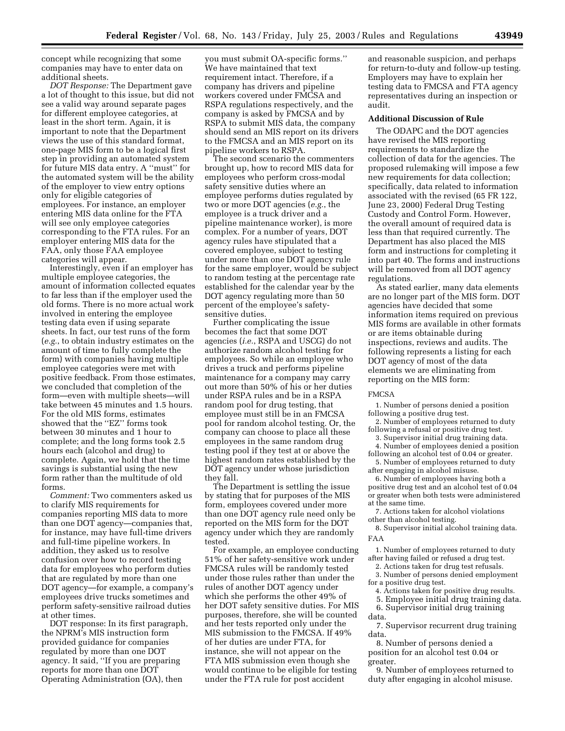concept while recognizing that some companies may have to enter data on additional sheets.

*DOT Response:* The Department gave a lot of thought to this issue, but did not see a valid way around separate pages for different employee categories, at least in the short term. Again, it is important to note that the Department views the use of this standard format, one-page MIS form to be a logical first step in providing an automated system for future MIS data entry. A ''must'' for the automated system will be the ability of the employer to view entry options only for eligible categories of employees. For instance, an employer entering MIS data online for the FTA will see only employee categories corresponding to the FTA rules. For an employer entering MIS data for the FAA, only those FAA employee categories will appear.

Interestingly, even if an employer has multiple employee categories, the amount of information collected equates to far less than if the employer used the old forms. There is no more actual work involved in entering the employee testing data even if using separate sheets. In fact, our test runs of the form (*e.g.*, to obtain industry estimates on the amount of time to fully complete the form) with companies having multiple employee categories were met with positive feedback. From those estimates, we concluded that completion of the form—even with multiple sheets—will take between 45 minutes and 1.5 hours. For the old MIS forms, estimates showed that the ''EZ'' forms took between 30 minutes and 1 hour to complete; and the long forms took 2.5 hours each (alcohol and drug) to complete. Again, we hold that the time savings is substantial using the new form rather than the multitude of old forms.

*Comment:* Two commenters asked us to clarify MIS requirements for companies reporting MIS data to more than one DOT agency—companies that, for instance, may have full-time drivers and full-time pipeline workers. In addition, they asked us to resolve confusion over how to record testing data for employees who perform duties that are regulated by more than one DOT agency—for example, a company's employees drive trucks sometimes and perform safety-sensitive railroad duties at other times.

DOT response: In its first paragraph, the NPRM's MIS instruction form provided guidance for companies regulated by more than one DOT agency. It said, ''If you are preparing reports for more than one DOT Operating Administration (OA), then you must submit OA-specific forms.'' We have maintained that text requirement intact. Therefore, if a company has drivers and pipeline workers covered under FMCSA and RSPA regulations respectively, and the company is asked by FMCSA and by RSPA to submit MIS data, the company should send an MIS report on its drivers to the FMCSA and an MIS report on its pipeline workers to RSPA.

The second scenario the commenters brought up, how to record MIS data for employees who perform cross-modal safety sensitive duties where an employee performs duties regulated by two or more DOT agencies (*e.g.*, the employee is a truck driver and a pipeline maintenance worker), is more complex. For a number of years, DOT agency rules have stipulated that a covered employee, subject to testing under more than one DOT agency rule for the same employer, would be subject to random testing at the percentage rate established for the calendar year by the DOT agency regulating more than 50 percent of the employee's safety-sensitive duties.

Further complicating the issue becomes the fact that some DOT agencies (*i.e.*, RSPA and USCG) do not authorize random alcohol testing for employees. So while an employee who drives a truck and performs pipeline maintenance for a company may carry out more than 50% of his or her duties under RSPA rules and be in a RSPA random pool for drug testing, that employee must still be in an FMCSA pool for random alcohol testing. Or, the company can choose to place all these employees in the same random drug testing pool if they test at or above the highest random rates established by the DOT agency under whose jurisdiction they fall.

The Department is settling the issue by stating that for purposes of the MIS form, employees covered under more than one DOT agency rule need only be reported on the MIS form for the DOT agency under which they are randomly tested.

For example, an employee conducting 51% of her safety-sensitive work under FMCSA rules will be randomly tested under those rules rather than under the rules of another DOT agency under which she performs the other 49% of her DOT safety sensitive duties. For MIS purposes, therefore, she will be counted and her tests reported only under the MIS submission to the FMCSA. If 49% of her duties are under FTA, for instance, she will not appear on the FTA MIS submission even though she would continue to be eligible for testing under the FTA rule for post accident and reasonable suspicion, and perhaps for return-to-duty and follow-up testing. Employers may have to explain her testing data to FMCSA and FTA agency representatives during an inspection or audit.

### Additional Discussion of Rule

The ODAPC and the DOT agencies have revised the MIS reporting requirements to standardize the collection of data for the agencies. The proposed rulemaking will impose a few new requirements for data collection; specifically, data related to information associated with the revised (65 FR 122, June 23, 2000) Federal Drug Testing Custody and Control Form. However, the overall amount of required data is less than that required currently. The Department has also placed the MIS form and instructions for completing it into part 40. The forms and instructions will be removed from all DOT agency regulations.

As stated earlier, many data elements are no longer part of the MIS form. DOT agencies have decided that some information items required on previous MIS forms are available in other formats or are items obtainable during inspections, reviews and audits. The following represents a listing for each DOT agency of most of the data elements we are eliminating from reporting on the MIS form:

FMCSA

1. Number of persons denied a position following a positive drug test.
2. Number of employees returned to duty following a refusal or positive drug test.
3. Supervisor initial drug training data.
4. Number of employees denied a position following an alcohol test of 0.04 or greater.
5. Number of employees returned to duty after engaging in alcohol misuse.
6. Number of employees having both a positive drug test and an alcohol test of 0.04 or greater when both tests were administered at the same time.
7. Actions taken for alcohol violations other than alcohol testing.
8. Supervisor initial alcohol training data.

FAA

1. Number of employees returned to duty after having failed or refused a drug test.
2. Actions taken for drug test refusals.
3. Number of persons denied employment for a positive drug test.
4. Actions taken for positive drug results.
5. Employee initial drug training data.
6. Supervisor initial drug training data.
7. Supervisor recurrent drug training data.
8. Number of persons denied a position for an alcohol test 0.04 or greater.
9. Number of employees returned to duty after engaging in alcohol misuse.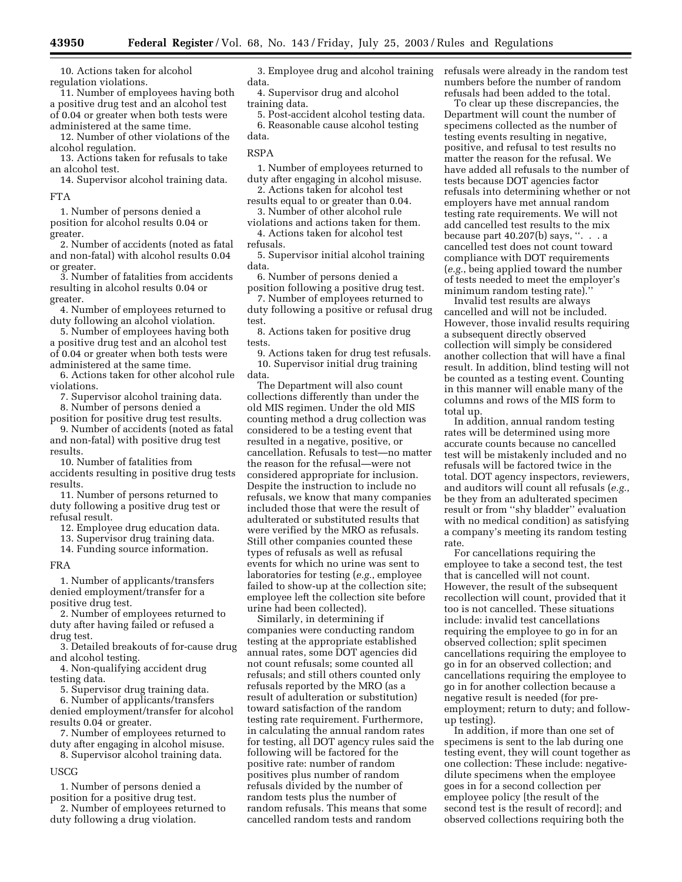10. Actions taken for alcohol regulation violations.

11. Number of employees having both a positive drug test and an alcohol test of 0.04 or greater when both tests were administered at the same time.

12. Number of other violations of the alcohol regulation.

13. Actions taken for refusals to take an alcohol test.

14. Supervisor alcohol training data.

FTA

1. Number of persons denied a position for alcohol results 0.04 or greater.

2. Number of accidents (noted as fatal and non-fatal) with alcohol results 0.04 or greater.

3. Number of fatalities from accidents resulting in alcohol results 0.04 or greater.

4. Number of employees returned to duty following an alcohol violation.

5. Number of employees having both a positive drug test and an alcohol test of 0.04 or greater when both tests were administered at the same time.

6. Actions taken for other alcohol rule violations.

7. Supervisor alcohol training data.

8. Number of persons denied a position for positive drug test results.

9. Number of accidents (noted as fatal and non-fatal) with positive drug test results.

10. Number of fatalities from accidents resulting in positive drug tests results.

11. Number of persons returned to duty following a positive drug test or refusal result.

12. Employee drug education data.

13. Supervisor drug training data.

14. Funding source information.

FRA

1. Number of applicants/transfers denied employment/transfer for a positive drug test.

2. Number of employees returned to duty after having failed or refused a drug test.

3. Detailed breakouts of for-cause drug and alcohol testing.

4. Non-qualifying accident drug testing data.

5. Supervisor drug training data.

6. Number of applicants/transfers denied employment/transfer for alcohol results 0.04 or greater.

7. Number of employees returned to duty after engaging in alcohol misuse.

8. Supervisor alcohol training data.

USCG

1. Number of persons denied a position for a positive drug test.

2. Number of employees returned to duty following a drug violation.

3. Employee drug and alcohol training data.

4. Supervisor drug and alcohol training data.

5. Post-accident alcohol testing data.

6. Reasonable cause alcohol testing data.

RSPA

1. Number of employees returned to duty after engaging in alcohol misuse.

2. Actions taken for alcohol test results equal to or greater than 0.04.

3. Number of other alcohol rule violations and actions taken for them.

4. Actions taken for alcohol test refusals.

5. Supervisor initial alcohol training data.

6. Number of persons denied a position following a positive drug test.

7. Number of employees returned to duty following a positive or refusal drug test.

8. Actions taken for positive drug tests.

9. Actions taken for drug test refusals.

10. Supervisor initial drug training data.

The Department will also count collections differently than under the old MIS regimen. Under the old MIS counting method a drug collection was considered to be a testing event that resulted in a negative, positive, or cancellation. Refusals to test—no matter the reason for the refusal—were not considered appropriate for inclusion. Despite the instruction to include no refusals, we know that many companies included those that were the result of adulterated or substituted results that were verified by the MRO as refusals. Still other companies counted these types of refusals as well as refusal events for which no urine was sent to laboratories for testing (*e.g.*, employee failed to show-up at the collection site; employee left the collection site before urine had been collected).

Similarly, in determining if companies were conducting random testing at the appropriate established annual rates, some DOT agencies did not count refusals; some counted all refusals; and still others counted only refusals reported by the MRO (as a result of adulteration or substitution) toward satisfaction of the random testing rate requirement. Furthermore, in calculating the annual random rates for testing, all DOT agency rules said the following will be factored for the positive rate: number of random positives plus number of random refusals divided by the number of random tests plus the number of random refusals. This means that some cancelled random tests and random refusals were already in the random test numbers before the number of random refusals had been added to the total.

To clear up these discrepancies, the Department will count the number of specimens collected as the number of testing events resulting in negative, positive, and refusal to test results no matter the reason for the refusal. We have added all refusals to the number of tests because DOT agencies factor refusals into determining whether or not employers have met annual random testing rate requirements. We will not add cancelled test results to the mix because part 40.207(b) says, ". . . a cancelled test does not count toward compliance with DOT requirements (*e.g.*, being applied toward the number of tests needed to meet the employer's minimum random testing rate)."

Invalid test results are always cancelled and will not be included. However, those invalid results requiring a subsequent directly observed collection will simply be considered another collection that will have a final result. In addition, blind testing will not be counted as a testing event. Counting in this manner will enable many of the columns and rows of the MIS form to total up.

In addition, annual random testing rates will be determined using more accurate counts because no cancelled test will be mistakenly included and no refusals will be factored twice in the total. DOT agency inspectors, reviewers, and auditors will count all refusals (*e.g.*, be they from an adulterated specimen result or from "shy bladder" evaluation with no medical condition) as satisfying a company's meeting its random testing rate.

For cancellations requiring the employee to take a second test, the test that is cancelled will not count. However, the result of the subsequent recollection will count, provided that it too is not cancelled. These situations include: invalid test cancellations requiring the employee to go in for an observed collection; split specimen cancellations requiring the employee to go in for an observed collection; and cancellations requiring the employee to go in for another collection because a negative result is needed (for pre-employment; return to duty; and follow-up testing).

In addition, if more than one set of specimens is sent to the lab during one testing event, they will count together as one collection: These include: negative-dilute specimens when the employee goes in for a second collection per employee policy [the result of the second test is the result of record]; and observed collections requiring both the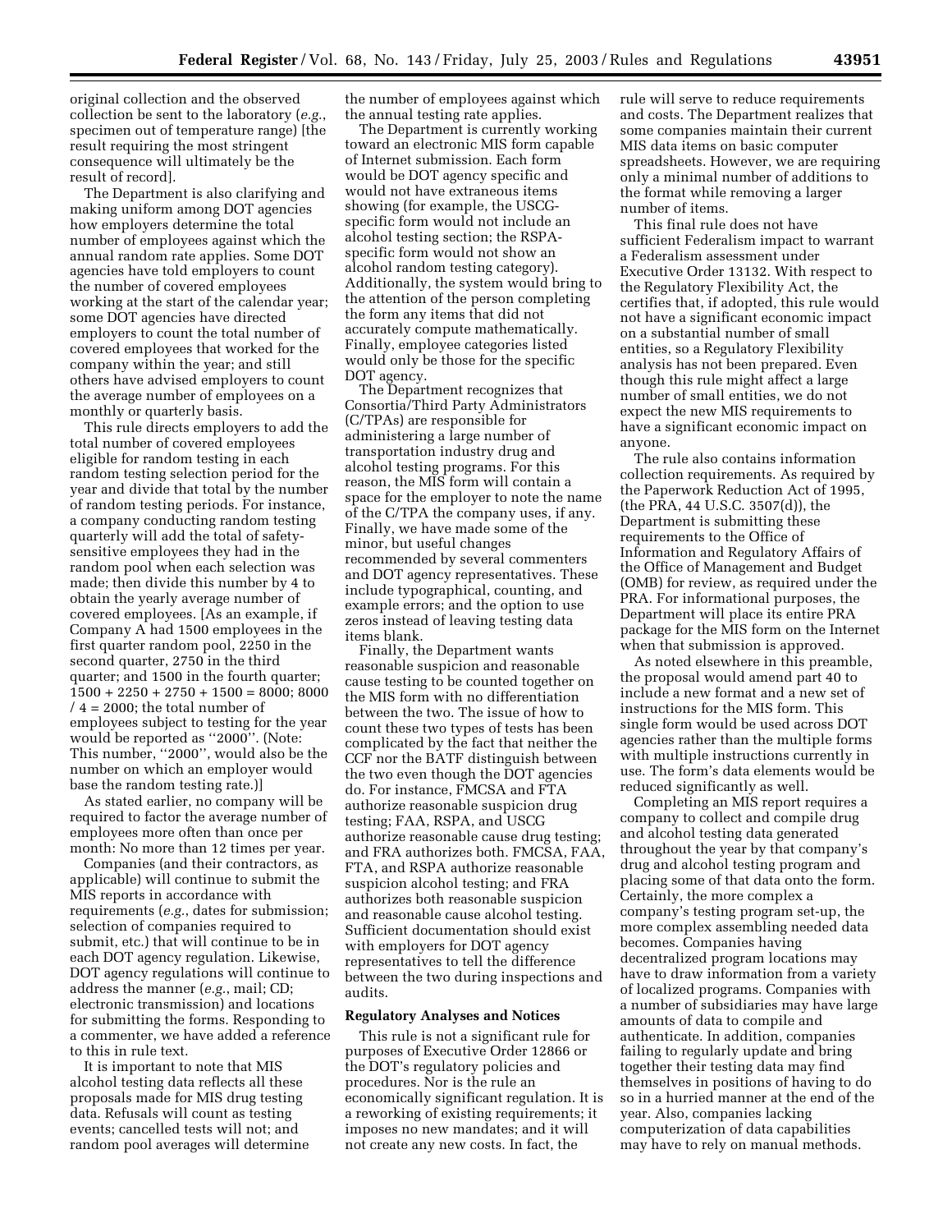original collection and the observed collection be sent to the laboratory (*e.g.*, specimen out of temperature range) [the result requiring the most stringent consequence will ultimately be the result of record].

The Department is also clarifying and making uniform among DOT agencies how employers determine the total number of employees against which the annual random rate applies. Some DOT agencies have told employers to count the number of covered employees working at the start of the calendar year; some DOT agencies have directed employers to count the total number of covered employees that worked for the company within the year; and still others have advised employers to count the average number of employees on a monthly or quarterly basis.

This rule directs employers to add the total number of covered employees eligible for random testing in each random testing selection period for the year and divide that total by the number of random testing periods. For instance, a company conducting random testing quarterly will add the total of safety-sensitive employees they had in the random pool when each selection was made; then divide this number by 4 to obtain the yearly average number of covered employees. [As an example, if Company A had 1500 employees in the first quarter random pool, 2250 in the second quarter, 2750 in the third quarter; and 1500 in the fourth quarter; 1500 + 2250 + 2750 + 1500 = 8000; 8000 / 4 = 2000; the total number of employees subject to testing for the year would be reported as ''2000''. (Note: This number, ''2000'', would also be the number on which an employer would base the random testing rate.)]

As stated earlier, no company will be required to factor the average number of employees more often than once per month: No more than 12 times per year.

Companies (and their contractors, as applicable) will continue to submit the MIS reports in accordance with requirements (*e.g.*, dates for submission; selection of companies required to submit, etc.) that will continue to be in each DOT agency regulation. Likewise, DOT agency regulations will continue to address the manner (*e.g.*, mail; CD; electronic transmission) and locations for submitting the forms. Responding to a commenter, we have added a reference to this in rule text.

It is important to note that MIS alcohol testing data reflects all these proposals made for MIS drug testing data. Refusals will count as testing events; cancelled tests will not; and random pool averages will determine the number of employees against which the annual testing rate applies.

The Department is currently working toward an electronic MIS form capable of Internet submission. Each form would be DOT agency specific and would not have extraneous items showing (for example, the USCG-specific form would not include an alcohol testing section; the RSPA-specific form would not show an alcohol random testing category). Additionally, the system would bring to the attention of the person completing the form any items that did not accurately compute mathematically. Finally, employee categories listed would only be those for the specific DOT agency.

The Department recognizes that Consortia/Third Party Administrators (C/TPAs) are responsible for administering a large number of transportation industry drug and alcohol testing programs. For this reason, the MIS form will contain a space for the employer to note the name of the C/TPA the company uses, if any. Finally, we have made some of the minor, but useful changes recommended by several commenters and DOT agency representatives. These include typographical, counting, and example errors; and the option to use zeros instead of leaving testing data items blank.

Finally, the Department wants reasonable suspicion and reasonable cause testing to be counted together on the MIS form with no differentiation between the two. The issue of how to count these two types of tests has been complicated by the fact that neither the CCF nor the BATF distinguish between the two even though the DOT agencies do. For instance, FMCSA and FTA authorize reasonable suspicion drug testing; FAA, RSPA, and USCG authorize reasonable cause drug testing; and FRA authorizes both. FMCSA, FAA, FTA, and RSPA authorize reasonable suspicion alcohol testing; and FRA authorizes both reasonable suspicion and reasonable cause alcohol testing. Sufficient documentation should exist with employers for DOT agency representatives to tell the difference between the two during inspections and audits.

### Regulatory Analyses and Notices

This rule is not a significant rule for purposes of Executive Order 12866 or the DOT's regulatory policies and procedures. Nor is the rule an economically significant regulation. It is a reworking of existing requirements; it imposes no new mandates; and it will not create any new costs. In fact, the rule will serve to reduce requirements and costs. The Department realizes that some companies maintain their current MIS data items on basic computer spreadsheets. However, we are requiring only a minimal number of additions to the format while removing a larger number of items.

This final rule does not have sufficient Federalism impact to warrant a Federalism assessment under Executive Order 13132. With respect to the Regulatory Flexibility Act, the certifies that, if adopted, this rule would not have a significant economic impact on a substantial number of small entities, so a Regulatory Flexibility analysis has not been prepared. Even though this rule might affect a large number of small entities, we do not expect the new MIS requirements to have a significant economic impact on anyone.

The rule also contains information collection requirements. As required by the Paperwork Reduction Act of 1995, (the PRA, 44 U.S.C. 3507(d)), the Department is submitting these requirements to the Office of Information and Regulatory Affairs of the Office of Management and Budget (OMB) for review, as required under the PRA. For informational purposes, the Department will place its entire PRA package for the MIS form on the Internet when that submission is approved.

As noted elsewhere in this preamble, the proposal would amend part 40 to include a new format and a new set of instructions for the MIS form. This single form would be used across DOT agencies rather than the multiple forms with multiple instructions currently in use. The form's data elements would be reduced significantly as well.

Completing an MIS report requires a company to collect and compile drug and alcohol testing data generated throughout the year by that company's drug and alcohol testing program and placing some of that data onto the form. Certainly, the more complex a company's testing program set-up, the more complex assembling needed data becomes. Companies having decentralized program locations may have to draw information from a variety of localized programs. Companies with a number of subsidiaries may have large amounts of data to compile and authenticate. In addition, companies failing to regularly update and bring together their testing data may find themselves in positions of having to do so in a hurried manner at the end of the year. Also, companies lacking computerization of data capabilities may have to rely on manual methods.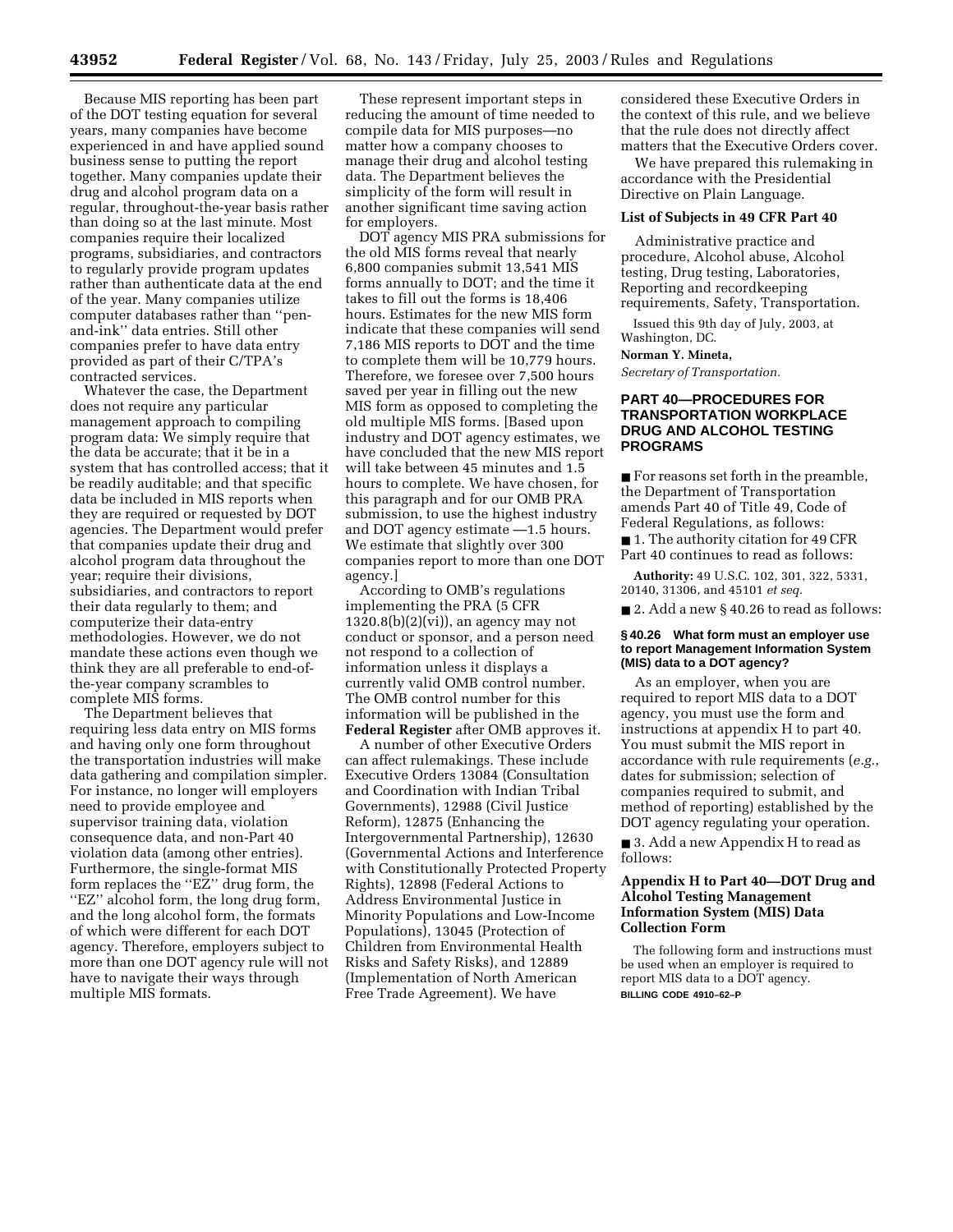Because MIS reporting has been part of the DOT testing equation for several years, many companies have become experienced in and have applied sound business sense to putting the report together. Many companies update their drug and alcohol program data on a regular, throughout-the-year basis rather than doing so at the last minute. Most companies require their localized programs, subsidiaries, and contractors to regularly provide program updates rather than authenticate data at the end of the year. Many companies utilize computer databases rather than ''pen-and-ink'' data entries. Still other companies prefer to have data entry provided as part of their C/TPA's contracted services.

Whatever the case, the Department does not require any particular management approach to compiling program data: We simply require that the data be accurate; that it be in a system that has controlled access; that it be readily auditable; and that specific data be included in MIS reports when they are required or requested by DOT agencies. The Department would prefer that companies update their drug and alcohol program data throughout the year; require their divisions, subsidiaries, and contractors to report their data regularly to them; and computerize their data-entry methodologies. However, we do not mandate these actions even though we think they are all preferable to end-of-the-year company scrambles to complete MIS forms.

The Department believes that requiring less data entry on MIS forms and having only one form throughout the transportation industries will make data gathering and compilation simpler. For instance, no longer will employers need to provide employee and supervisor training data, violation consequence data, and non-Part 40 violation data (among other entries). Furthermore, the single-format MIS form replaces the ''EZ'' drug form, the ''EZ'' alcohol form, the long drug form, and the long alcohol form, the formats of which were different for each DOT agency. Therefore, employers subject to more than one DOT agency rule will not have to navigate their ways through multiple MIS formats.

These represent important steps in reducing the amount of time needed to compile data for MIS purposes—no matter how a company chooses to manage their drug and alcohol testing data. The Department believes the simplicity of the form will result in another significant time saving action for employers.

DOT agency MIS PRA submissions for the old MIS forms reveal that nearly 6,800 companies submit 13,541 MIS forms annually to DOT; and the time it takes to fill out the forms is 18,406 hours. Estimates for the new MIS form indicate that these companies will send 7,186 MIS reports to DOT and the time to complete them will be 10,779 hours. Therefore, we foresee over 7,500 hours saved per year in filling out the new MIS form as opposed to completing the old multiple MIS forms. [Based upon industry and DOT agency estimates, we have concluded that the new MIS report will take between 45 minutes and 1.5 hours to complete. We have chosen, for this paragraph and for our OMB PRA submission, to use the highest industry and DOT agency estimate —1.5 hours. We estimate that slightly over 300 companies report to more than one DOT agency.]

According to OMB's regulations implementing the PRA (5 CFR 1320.8(b)(2)(vi)), an agency may not conduct or sponsor, and a person need not respond to a collection of information unless it displays a currently valid OMB control number. The OMB control number for this information will be published in the **Federal Register** after OMB approves it.

A number of other Executive Orders can affect rulemakings. These include Executive Orders 13084 (Consultation and Coordination with Indian Tribal Governments), 12988 (Civil Justice Reform), 12875 (Enhancing the Intergovernmental Partnership), 12630 (Governmental Actions and Interference with Constitutionally Protected Property Rights), 12898 (Federal Actions to Address Environmental Justice in Minority Populations and Low-Income Populations), 13045 (Protection of Children from Environmental Health Risks and Safety Risks), and 12889 (Implementation of North American Free Trade Agreement). We have considered these Executive Orders in the context of this rule, and we believe that the rule does not directly affect matters that the Executive Orders cover.

We have prepared this rulemaking in accordance with the Presidential Directive on Plain Language.

### List of Subjects in 49 CFR Part 40

Administrative practice and procedure, Alcohol abuse, Alcohol testing, Drug testing, Laboratories, Reporting and recordkeeping requirements, Safety, Transportation.

Issued this 9th day of July, 2003, at Washington, DC.

**Norman Y. Mineta,**

*Secretary of Transportation.*

## PART 40—PROCEDURES FOR TRANSPORTATION WORKPLACE DRUG AND ALCOHOL TESTING PROGRAMS

■ For reasons set forth in the preamble, the Department of Transportation amends Part 40 of Title 49, Code of Federal Regulations, as follows:

■ 1. The authority citation for 49 CFR Part 40 continues to read as follows:

**Authority:** 49 U.S.C. 102, 301, 322, 5331, 20140, 31306, and 45101 *et seq.*

■ 2. Add a new § 40.26 to read as follows:

#### § 40.26 What form must an employer use to report Management Information System (MIS) data to a DOT agency?

As an employer, when you are required to report MIS data to a DOT agency, you must use the form and instructions at appendix H to part 40. You must submit the MIS report in accordance with rule requirements (*e.g.*, dates for submission; selection of companies required to submit, and method of reporting) established by the DOT agency regulating your operation.

■ 3. Add a new Appendix H to read as follows:

### Appendix H to Part 40—DOT Drug and Alcohol Testing Management Information System (MIS) Data Collection Form

The following form and instructions must be used when an employer is required to report MIS data to a DOT agency.

**BILLING CODE 4910–62–P**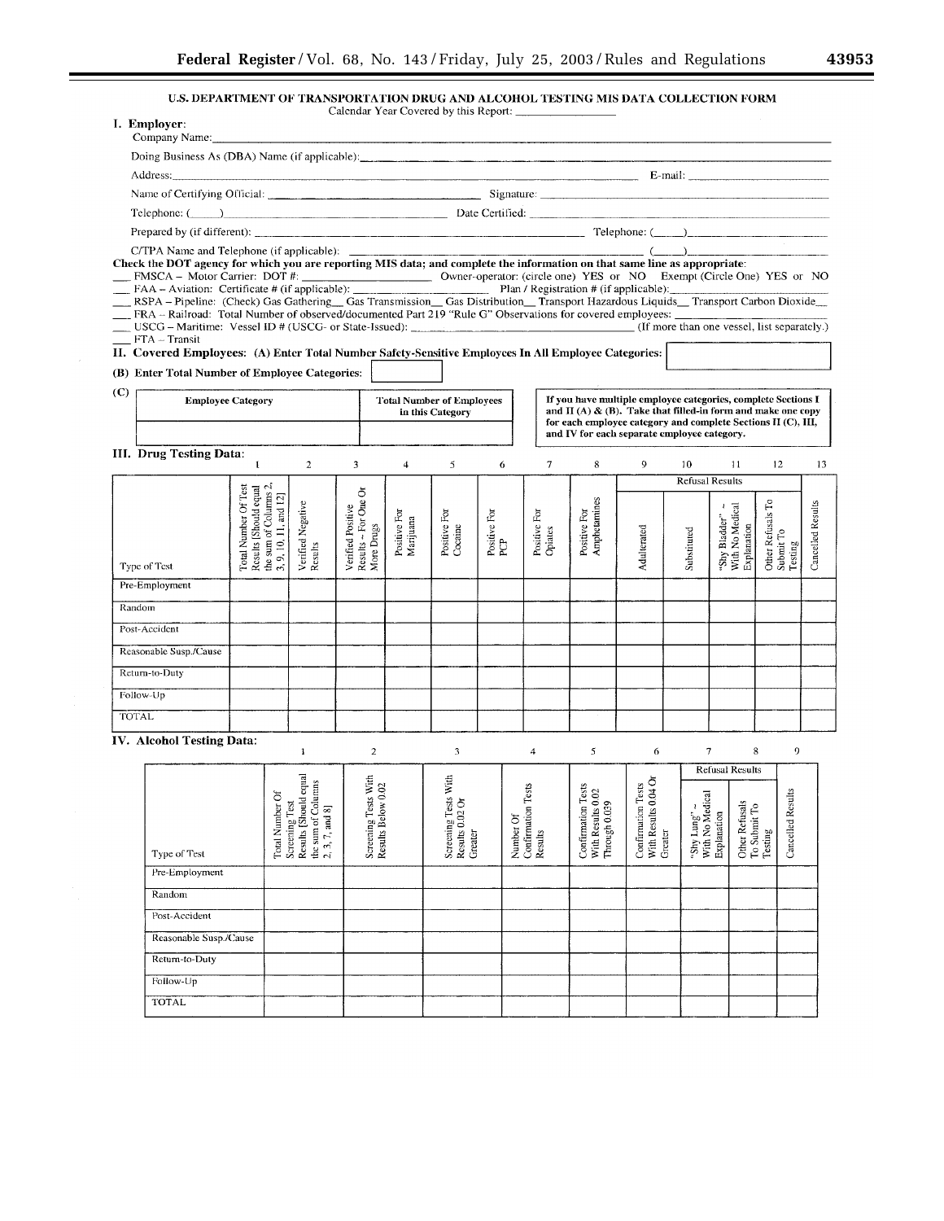## U.S. DEPARTMENT OF TRANSPORTATION DRUG AND ALCOHOL TESTING MIS DATA COLLECTION FORM

Calendar Year Covered by this Report: ________________

### I. Employer:

Company Name: ________________________________________________

Doing Business As (DBA) Name (if applicable): ________________________________________________

Address: ________________________________________________ E-mail: ________________

Name of Certifying Official: ________________________ Signature: ________________________

Telephone: (____) ________________________ Date Certified: ________________________

Prepared by (if different): ________________________ Telephone: (____) ________________

C/TPA Name and Telephone (if applicable): ________________________ (____) ________________

**Check the DOT agency for which you are reporting MIS data; and complete the information on that same line as appropriate:**

___ FMSCA – Motor Carrier: DOT #: ________________ Owner-operator: (circle one) YES or NO Exempt (Circle One) YES or NO

___ FAA – Aviation: Certificate # (if applicable): ________________ Plan / Registration # (if applicable): ________________

___ RSPA – Pipeline: (Check) Gas Gathering__ Gas Transmission__ Gas Distribution__ Transport Hazardous Liquids__ Transport Carbon Dioxide__

___ FRA – Railroad: Total Number of observed/documented Part 219 "Rule G" Observations for covered employees: ________________

___ USCG – Maritime: Vessel ID # (USCG- or State-Issued): ________________ (If more than one vessel, list separately.)

___ FTA – Transit

### II. Covered Employees: (A) Enter Total Number Safety-Sensitive Employees In All Employee Categories: [ ]

**(B) Enter Total Number of Employee Categories:** [ ]

(C)

| Employee Category | Total Number of Employees in this Category |
|---|---|
| | |

**If you have multiple employee categories, complete Sections I and II (A) & (B). Take that filled-in form and make one copy for each employee category and complete Sections II (C), III, and IV for each separate employee category.**

### III. Drug Testing Data:

| | 1 | 2 | 3 | 4 | 5 | 6 | 7 | 8 | 9 | 10 | 11 | 12 | 13 |
|---|---|---|---|---|---|---|---|---|---|---|---|---|---|
| | | | | | | | | | Refusal Results | | | | |
| Type of Test | Total Number Of Test Results [Should equal the sum of Columns 2, 3, 9, 10, 11, and 12] | Verified Negative Results | Verified Positive Results – For One Or More Drugs | Positive For Marijuana | Positive For Cocaine | Positive For PCP | Positive For Opiates | Positive For Amphetamines | Adulterated | Substituted | "Shy Bladder" – With No Medical Explanation | Other Refusals To Submit To Testing | Cancelled Results |
| Pre-Employment | | | | | | | | | | | | | |
| Random | | | | | | | | | | | | | |
| Post-Accident | | | | | | | | | | | | | |
| Reasonable Susp./Cause | | | | | | | | | | | | | |
| Return-to-Duty | | | | | | | | | | | | | |
| Follow-Up | | | | | | | | | | | | | |
| TOTAL | | | | | | | | | | | | | |

### IV. Alcohol Testing Data:

| | 1 | 2 | 3 | 4 | 5 | 6 | 7 | 8 | 9 |
|---|---|---|---|---|---|---|---|---|---|
| | | | | | | | Refusal Results | | |
| Type of Test | Total Number Of Screening Test Results [Should equal the sum of Columns 2, 3, 7, and 8] | Screening Tests With Results Below 0.02 | Screening Tests With Results 0.02 Or Greater | Number Of Confirmation Tests Results | Confirmation Tests With Results 0.02 Through 0.039 | Confirmation Tests With Results 0.04 Or Greater | "Shy Lung" – With No Medical Explanation | Other Refusals To Submit To Testing | Cancelled Results |
| Pre-Employment | | | | | | | | | |
| Random | | | | | | | | | |
| Post-Accident | | | | | | | | | |
| Reasonable Susp./Cause | | | | | | | | | |
| Return-to-Duty | | | | | | | | | |
| Follow-Up | | | | | | | | | |
| TOTAL | | | | | | | | | |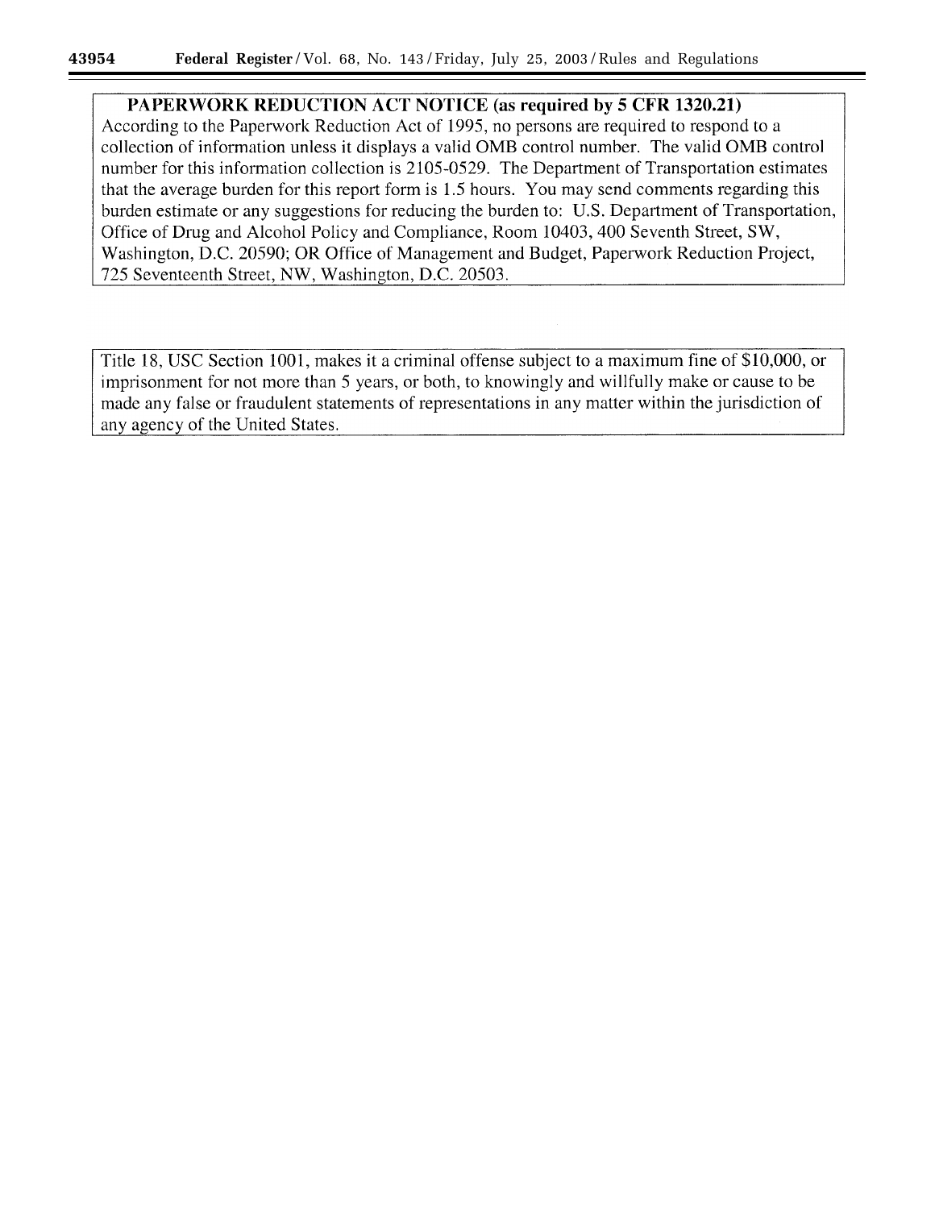**PAPERWORK REDUCTION ACT NOTICE (as required by 5 CFR 1320.21)**

According to the Paperwork Reduction Act of 1995, no persons are required to respond to a collection of information unless it displays a valid OMB control number. The valid OMB control number for this information collection is 2105-0529. The Department of Transportation estimates that the average burden for this report form is 1.5 hours. You may send comments regarding this burden estimate or any suggestions for reducing the burden to: U.S. Department of Transportation, Office of Drug and Alcohol Policy and Compliance, Room 10403, 400 Seventh Street, SW, Washington, D.C. 20590; OR Office of Management and Budget, Paperwork Reduction Project, 725 Seventeenth Street, NW, Washington, D.C. 20503.

Title 18, USC Section 1001, makes it a criminal offense subject to a maximum fine of $10,000, or imprisonment for not more than 5 years, or both, to knowingly and willfully make or cause to be made any false or fraudulent statements of representations in any matter within the jurisdiction of any agency of the United States.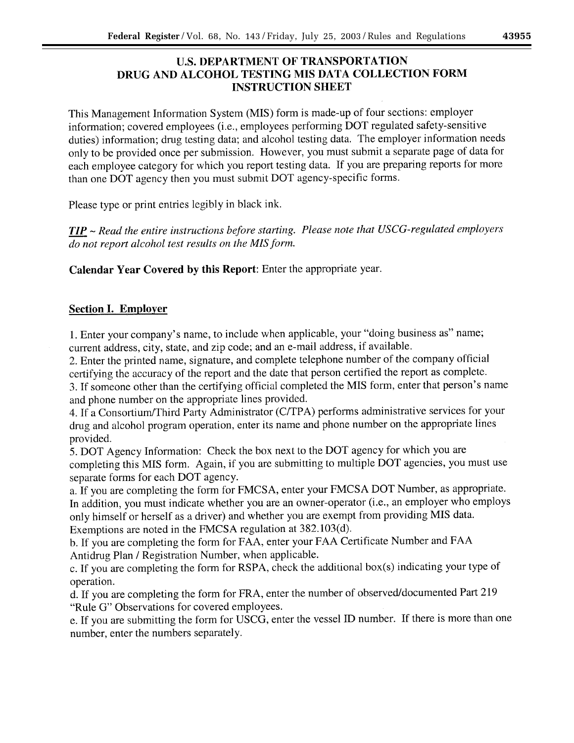# U.S. DEPARTMENT OF TRANSPORTATION DRUG AND ALCOHOL TESTING MIS DATA COLLECTION FORM INSTRUCTION SHEET

This Management Information System (MIS) form is made-up of four sections: employer information; covered employees (i.e., employees performing DOT regulated safety-sensitive duties) information; drug testing data; and alcohol testing data. The employer information needs only to be provided once per submission. However, you must submit a separate page of data for each employee category for which you report testing data. If you are preparing reports for more than one DOT agency then you must submit DOT agency-specific forms.

Please type or print entries legibly in black ink.

***TIP*** *~ Read the entire instructions before starting. Please note that USCG-regulated employers do not report alcohol test results on the MIS form.*

**Calendar Year Covered by this Report**: Enter the appropriate year.

## Section I. Employer

1. Enter your company's name, to include when applicable, your "doing business as" name; current address, city, state, and zip code; and an e-mail address, if available.
2. Enter the printed name, signature, and complete telephone number of the company official certifying the accuracy of the report and the date that person certified the report as complete.
3. If someone other than the certifying official completed the MIS form, enter that person's name and phone number on the appropriate lines provided.
4. If a Consortium/Third Party Administrator (C/TPA) performs administrative services for your drug and alcohol program operation, enter its name and phone number on the appropriate lines provided.
5. DOT Agency Information: Check the box next to the DOT agency for which you are completing this MIS form. Again, if you are submitting to multiple DOT agencies, you must use separate forms for each DOT agency.

a. If you are completing the form for FMCSA, enter your FMCSA DOT Number, as appropriate. In addition, you must indicate whether you are an owner-operator (i.e., an employer who employs only himself or herself as a driver) and whether you are exempt from providing MIS data. Exemptions are noted in the FMCSA regulation at 382.103(d).

b. If you are completing the form for FAA, enter your FAA Certificate Number and FAA Antidrug Plan / Registration Number, when applicable.

c. If you are completing the form for RSPA, check the additional box(s) indicating your type of operation.

d. If you are completing the form for FRA, enter the number of observed/documented Part 219 "Rule G" Observations for covered employees.

e. If you are submitting the form for USCG, enter the vessel ID number. If there is more than one number, enter the numbers separately.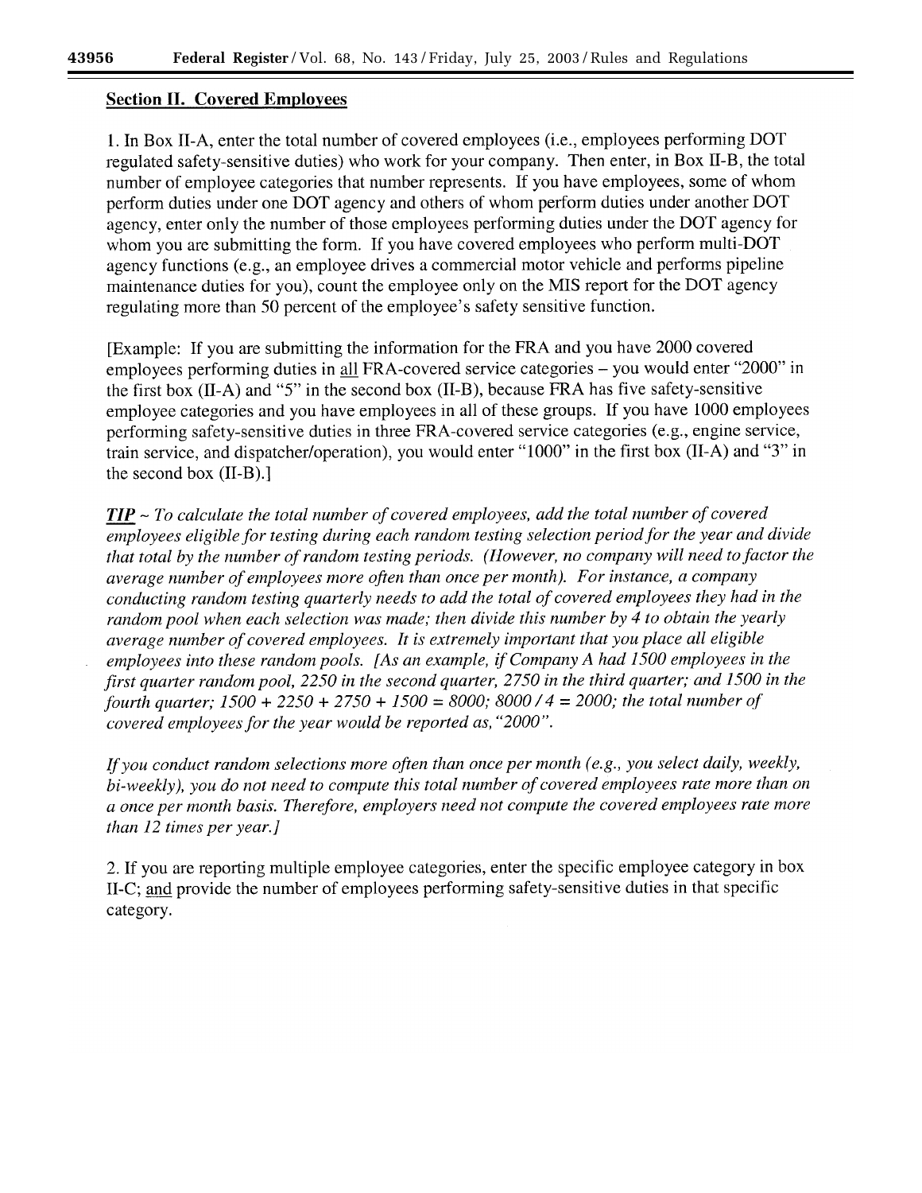**Section II. Covered Employees**

1. In Box II-A, enter the total number of covered employees (i.e., employees performing DOT regulated safety-sensitive duties) who work for your company. Then enter, in Box II-B, the total number of employee categories that number represents. If you have employees, some of whom perform duties under one DOT agency and others of whom perform duties under another DOT agency, enter only the number of those employees performing duties under the DOT agency for whom you are submitting the form. If you have covered employees who perform multi-DOT agency functions (e.g., an employee drives a commercial motor vehicle and performs pipeline maintenance duties for you), count the employee only on the MIS report for the DOT agency regulating more than 50 percent of the employee's safety sensitive function.

[Example: If you are submitting the information for the FRA and you have 2000 covered employees performing duties in all FRA-covered service categories – you would enter "2000" in the first box (II-A) and "5" in the second box (II-B), because FRA has five safety-sensitive employee categories and you have employees in all of these groups. If you have 1000 employees performing safety-sensitive duties in three FRA-covered service categories (e.g., engine service, train service, and dispatcher/operation), you would enter "1000" in the first box (II-A) and "3" in the second box (II-B).]

***TIP*** *~ To calculate the total number of covered employees, add the total number of covered employees eligible for testing during each random testing selection period for the year and divide that total by the number of random testing periods. (However, no company will need to factor the average number of employees more often than once per month). For instance, a company conducting random testing quarterly needs to add the total of covered employees they had in the random pool when each selection was made; then divide this number by 4 to obtain the yearly average number of covered employees. It is extremely important that you place all eligible employees into these random pools. [As an example, if Company A had 1500 employees in the first quarter random pool, 2250 in the second quarter, 2750 in the third quarter; and 1500 in the fourth quarter; 1500 + 2250 + 2750 + 1500 = 8000; 8000 / 4 = 2000; the total number of covered employees for the year would be reported as, "2000".*

*If you conduct random selections more often than once per month (e.g., you select daily, weekly, bi-weekly), you do not need to compute this total number of covered employees rate more than on a once per month basis. Therefore, employers need not compute the covered employees rate more than 12 times per year.]*

2. If you are reporting multiple employee categories, enter the specific employee category in box II-C; and provide the number of employees performing safety-sensitive duties in that specific category.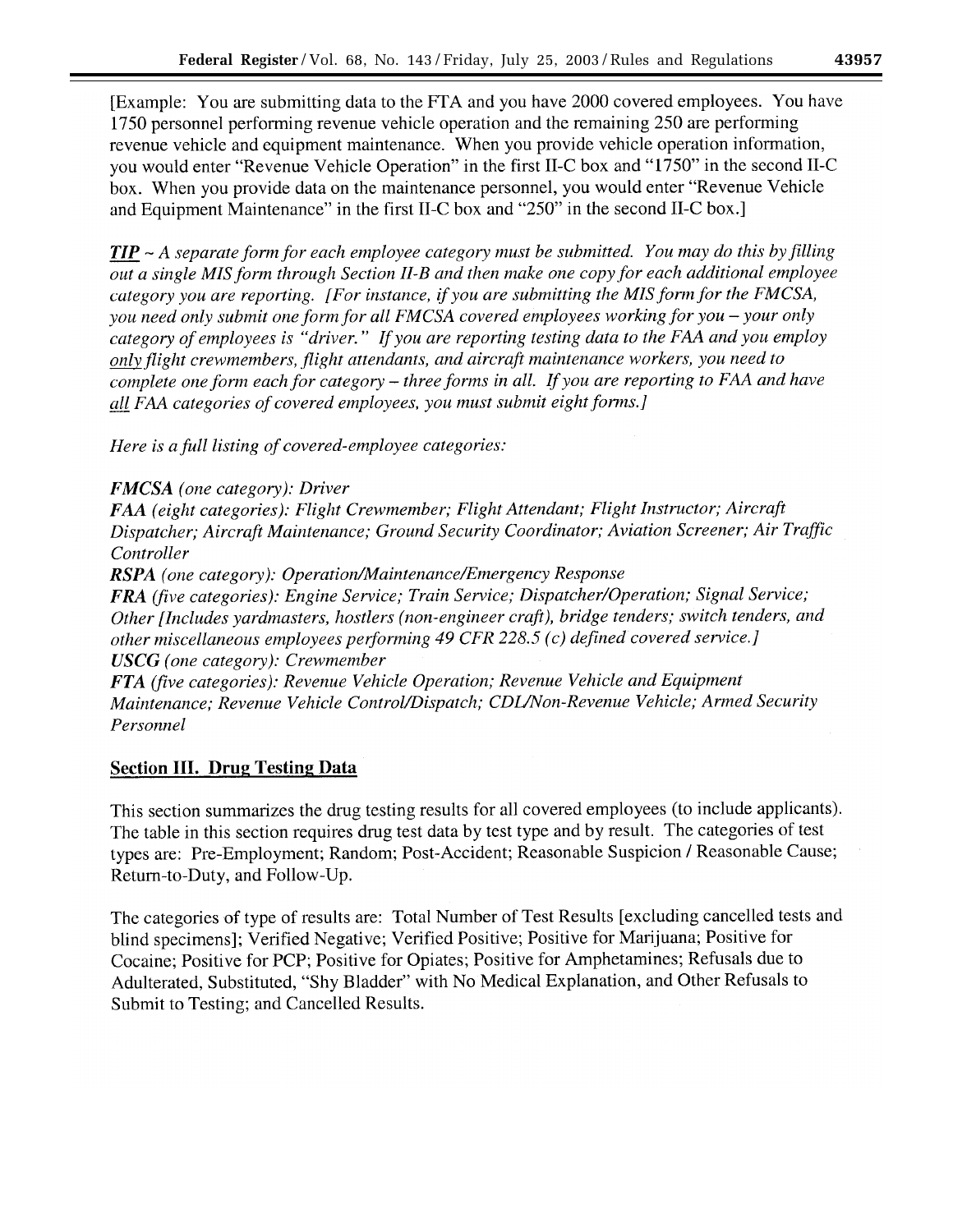[Example: You are submitting data to the FTA and you have 2000 covered employees. You have 1750 personnel performing revenue vehicle operation and the remaining 250 are performing revenue vehicle and equipment maintenance. When you provide vehicle operation information, you would enter "Revenue Vehicle Operation" in the first II-C box and "1750" in the second II-C box. When you provide data on the maintenance personnel, you would enter "Revenue Vehicle and Equipment Maintenance" in the first II-C box and "250" in the second II-C box.]

***TIP*** *~ A separate form for each employee category must be submitted. You may do this by filling out a single MIS form through Section II-B and then make one copy for each additional employee category you are reporting. [For instance, if you are submitting the MIS form for the FMCSA, you need only submit one form for all FMCSA covered employees working for you – your only category of employees is "driver." If you are reporting testing data to the FAA and you employ* ***only*** *flight crewmembers, flight attendants, and aircraft maintenance workers, you need to complete one form each for category – three forms in all. If you are reporting to FAA and have* ***all*** *FAA categories of covered employees, you must submit eight forms.]*

*Here is a full listing of covered-employee categories:*

***FMCSA*** *(one category): Driver*
***FAA*** *(eight categories): Flight Crewmember; Flight Attendant; Flight Instructor; Aircraft Dispatcher; Aircraft Maintenance; Ground Security Coordinator; Aviation Screener; Air Traffic Controller*
***RSPA*** *(one category): Operation/Maintenance/Emergency Response*
***FRA*** *(five categories): Engine Service; Train Service; Dispatcher/Operation; Signal Service; Other [Includes yardmasters, hostlers (non-engineer craft), bridge tenders; switch tenders, and other miscellaneous employees performing 49 CFR 228.5 (c) defined covered service.]*
***USCG*** *(one category): Crewmember*
***FTA*** *(five categories): Revenue Vehicle Operation; Revenue Vehicle and Equipment Maintenance; Revenue Vehicle Control/Dispatch; CDL/Non-Revenue Vehicle; Armed Security Personnel*

## Section III. Drug Testing Data

This section summarizes the drug testing results for all covered employees (to include applicants). The table in this section requires drug test data by test type and by result. The categories of test types are: Pre-Employment; Random; Post-Accident; Reasonable Suspicion / Reasonable Cause; Return-to-Duty, and Follow-Up.

The categories of type of results are: Total Number of Test Results [excluding cancelled tests and blind specimens]; Verified Negative; Verified Positive; Positive for Marijuana; Positive for Cocaine; Positive for PCP; Positive for Opiates; Positive for Amphetamines; Refusals due to Adulterated, Substituted, "Shy Bladder" with No Medical Explanation, and Other Refusals to Submit to Testing; and Cancelled Results.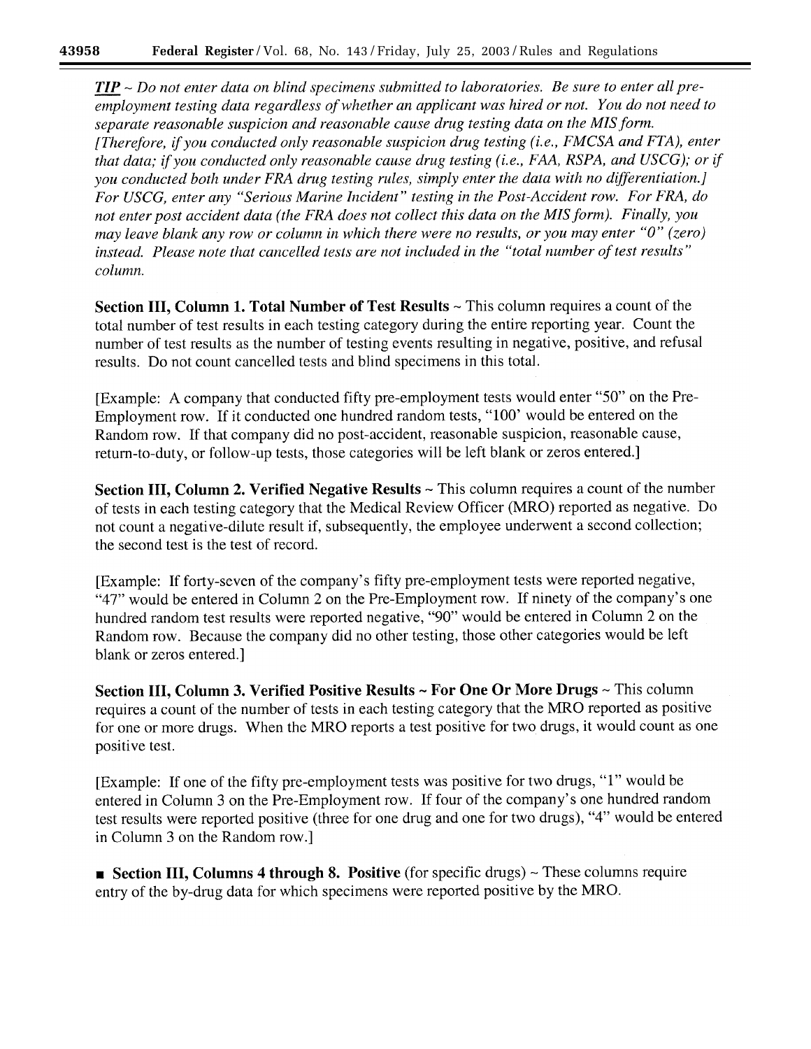***TIP*** *~ Do not enter data on blind specimens submitted to laboratories. Be sure to enter all pre-employment testing data regardless of whether an applicant was hired or not. You do not need to separate reasonable suspicion and reasonable cause drug testing data on the MIS form. [Therefore, if you conducted only reasonable suspicion drug testing (i.e., FMCSA and FTA), enter that data; if you conducted only reasonable cause drug testing (i.e., FAA, RSPA, and USCG); or if you conducted both under FRA drug testing rules, simply enter the data with no differentiation.] For USCG, enter any "Serious Marine Incident" testing in the Post-Accident row. For FRA, do not enter post accident data (the FRA does not collect this data on the MIS form). Finally, you may leave blank any row or column in which there were no results, or you may enter "0" (zero) instead. Please note that cancelled tests are not included in the "total number of test results" column.*

**Section III, Column 1. Total Number of Test Results** ~ This column requires a count of the total number of test results in each testing category during the entire reporting year. Count the number of test results as the number of testing events resulting in negative, positive, and refusal results. Do not count cancelled tests and blind specimens in this total.

[Example: A company that conducted fifty pre-employment tests would enter "50" on the Pre-Employment row. If it conducted one hundred random tests, "100' would be entered on the Random row. If that company did no post-accident, reasonable suspicion, reasonable cause, return-to-duty, or follow-up tests, those categories will be left blank or zeros entered.]

**Section III, Column 2. Verified Negative Results** ~ This column requires a count of the number of tests in each testing category that the Medical Review Officer (MRO) reported as negative. Do not count a negative-dilute result if, subsequently, the employee underwent a second collection; the second test is the test of record.

[Example: If forty-seven of the company's fifty pre-employment tests were reported negative, "47" would be entered in Column 2 on the Pre-Employment row. If ninety of the company's one hundred random test results were reported negative, "90" would be entered in Column 2 on the Random row. Because the company did no other testing, those other categories would be left blank or zeros entered.]

**Section III, Column 3. Verified Positive Results ~ For One Or More Drugs** ~ This column requires a count of the number of tests in each testing category that the MRO reported as positive for one or more drugs. When the MRO reports a test positive for two drugs, it would count as one positive test.

[Example: If one of the fifty pre-employment tests was positive for two drugs, "1" would be entered in Column 3 on the Pre-Employment row. If four of the company's one hundred random test results were reported positive (three for one drug and one for two drugs), "4" would be entered in Column 3 on the Random row.]

■ **Section III, Columns 4 through 8. Positive** (for specific drugs) ~ These columns require entry of the by-drug data for which specimens were reported positive by the MRO.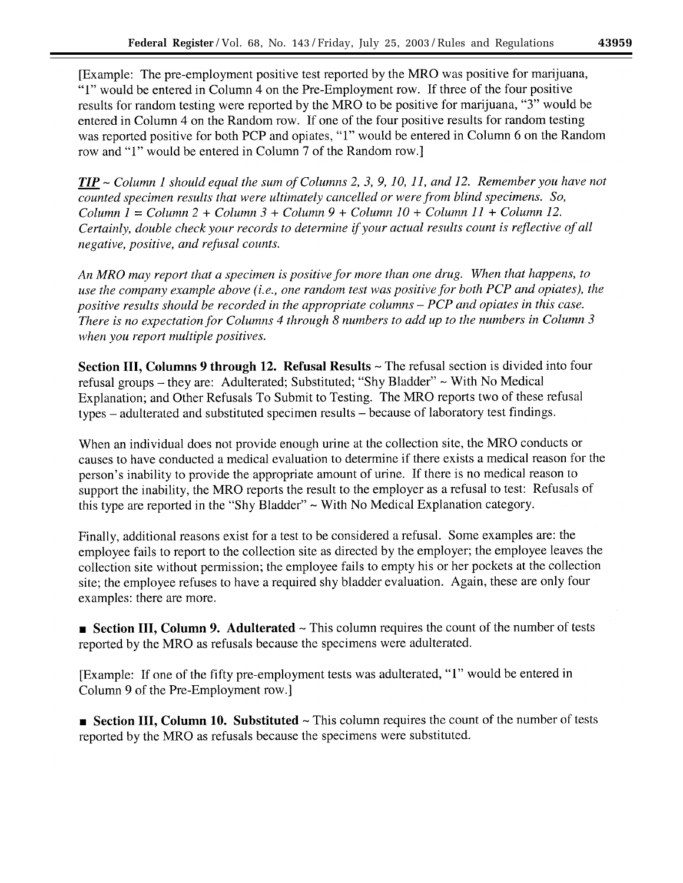[Example: The pre-employment positive test reported by the MRO was positive for marijuana, "1" would be entered in Column 4 on the Pre-Employment row. If three of the four positive results for random testing were reported by the MRO to be positive for marijuana, "3" would be entered in Column 4 on the Random row. If one of the four positive results for random testing was reported positive for both PCP and opiates, "1" would be entered in Column 6 on the Random row and "1" would be entered in Column 7 of the Random row.]

***TIP*** ~ *Column 1 should equal the sum of Columns 2, 3, 9, 10, 11, and 12. Remember you have not counted specimen results that were ultimately cancelled or were from blind specimens. So, Column 1 = Column 2 + Column 3 + Column 9 + Column 10 + Column 11 + Column 12. Certainly, double check your records to determine if your actual results count is reflective of all negative, positive, and refusal counts.*

*An MRO may report that a specimen is positive for more than one drug. When that happens, to use the company example above (i.e., one random test was positive for both PCP and opiates), the positive results should be recorded in the appropriate columns – PCP and opiates in this case. There is no expectation for Columns 4 through 8 numbers to add up to the numbers in Column 3 when you report multiple positives.*

**Section III, Columns 9 through 12. Refusal Results** ~ The refusal section is divided into four refusal groups – they are: Adulterated; Substituted; "Shy Bladder" ~ With No Medical Explanation; and Other Refusals To Submit to Testing. The MRO reports two of these refusal types – adulterated and substituted specimen results – because of laboratory test findings.

When an individual does not provide enough urine at the collection site, the MRO conducts or causes to have conducted a medical evaluation to determine if there exists a medical reason for the person's inability to provide the appropriate amount of urine. If there is no medical reason to support the inability, the MRO reports the result to the employer as a refusal to test: Refusals of this type are reported in the "Shy Bladder" ~ With No Medical Explanation category.

Finally, additional reasons exist for a test to be considered a refusal. Some examples are: the employee fails to report to the collection site as directed by the employer; the employee leaves the collection site without permission; the employee fails to empty his or her pockets at the collection site; the employee refuses to have a required shy bladder evaluation. Again, these are only four examples: there are more.

- **Section III, Column 9. Adulterated** ~ This column requires the count of the number of tests reported by the MRO as refusals because the specimens were adulterated.

[Example: If one of the fifty pre-employment tests was adulterated, "1" would be entered in Column 9 of the Pre-Employment row.]

- **Section III, Column 10. Substituted** ~ This column requires the count of the number of tests reported by the MRO as refusals because the specimens were substituted.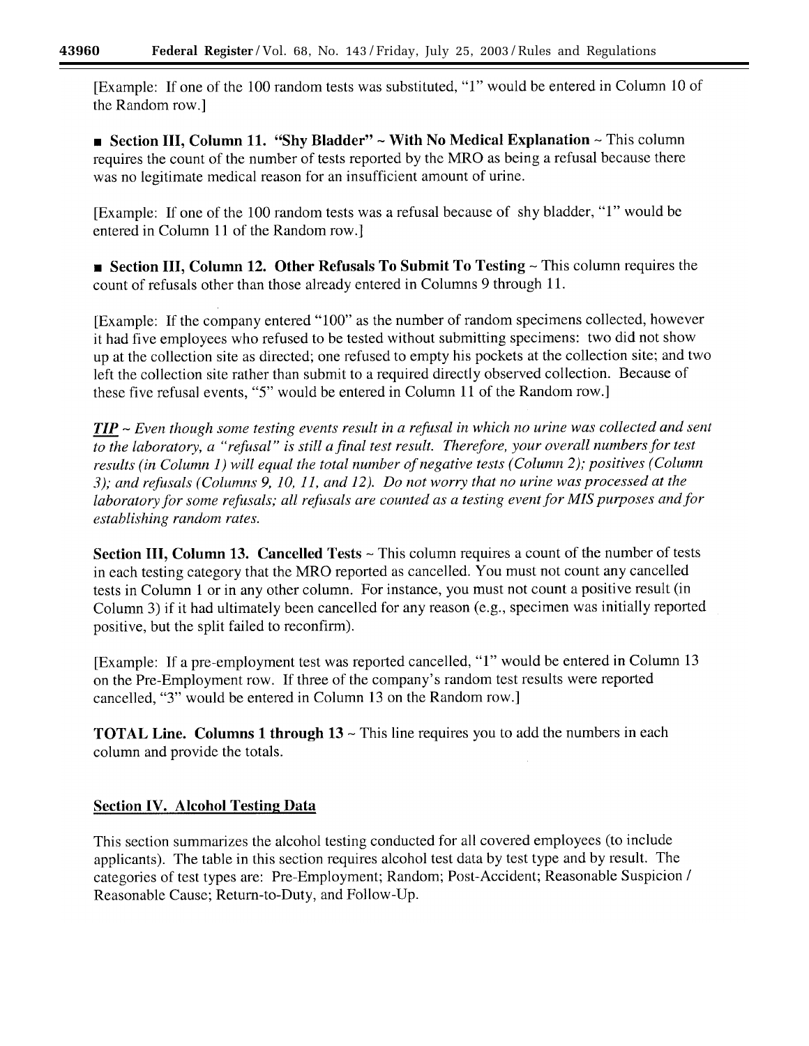[Example: If one of the 100 random tests was substituted, "1" would be entered in Column 10 of the Random row.]

■ **Section III, Column 11. "Shy Bladder" ~ With No Medical Explanation** ~ This column requires the count of the number of tests reported by the MRO as being a refusal because there was no legitimate medical reason for an insufficient amount of urine.

[Example: If one of the 100 random tests was a refusal because of shy bladder, "1" would be entered in Column 11 of the Random row.]

■ **Section III, Column 12. Other Refusals To Submit To Testing** ~ This column requires the count of refusals other than those already entered in Columns 9 through 11.

[Example: If the company entered "100" as the number of random specimens collected, however it had five employees who refused to be tested without submitting specimens: two did not show up at the collection site as directed; one refused to empty his pockets at the collection site; and two left the collection site rather than submit to a required directly observed collection. Because of these five refusal events, "5" would be entered in Column 11 of the Random row.]

***<u>TIP</u>*** *~ Even though some testing events result in a refusal in which no urine was collected and sent to the laboratory, a "refusal" is still a final test result. Therefore, your overall numbers for test results (in Column 1) will equal the total number of negative tests (Column 2); positives (Column 3); and refusals (Columns 9, 10, 11, and 12). Do not worry that no urine was processed at the laboratory for some refusals; all refusals are counted as a testing event for MIS purposes and for establishing random rates.*

**Section III, Column 13. Cancelled Tests** ~ This column requires a count of the number of tests in each testing category that the MRO reported as cancelled. You must not count any cancelled tests in Column 1 or in any other column. For instance, you must not count a positive result (in Column 3) if it had ultimately been cancelled for any reason (e.g., specimen was initially reported positive, but the split failed to reconfirm).

[Example: If a pre-employment test was reported cancelled, "1" would be entered in Column 13 on the Pre-Employment row. If three of the company's random test results were reported cancelled, "3" would be entered in Column 13 on the Random row.]

**TOTAL Line. Columns 1 through 13** ~ This line requires you to add the numbers in each column and provide the totals.

## <u>Section IV. Alcohol Testing Data</u>

This section summarizes the alcohol testing conducted for all covered employees (to include applicants). The table in this section requires alcohol test data by test type and by result. The categories of test types are: Pre-Employment; Random; Post-Accident; Reasonable Suspicion / Reasonable Cause; Return-to-Duty, and Follow-Up.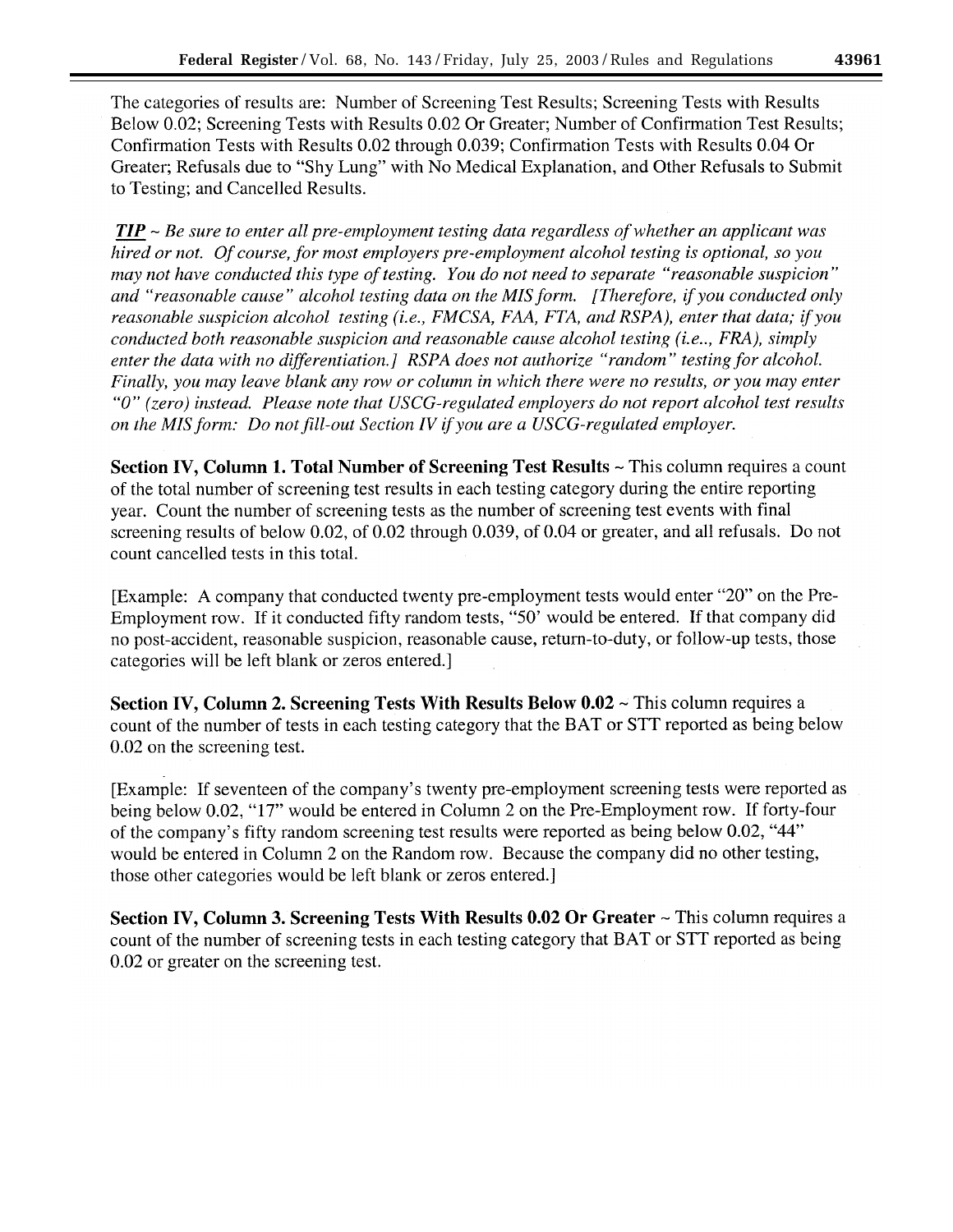The categories of results are: Number of Screening Test Results; Screening Tests with Results Below 0.02; Screening Tests with Results 0.02 Or Greater; Number of Confirmation Test Results; Confirmation Tests with Results 0.02 through 0.039; Confirmation Tests with Results 0.04 Or Greater; Refusals due to "Shy Lung" with No Medical Explanation, and Other Refusals to Submit to Testing; and Cancelled Results.

***<u>TIP</u>*** *~ Be sure to enter all pre-employment testing data regardless of whether an applicant was hired or not. Of course, for most employers pre-employment alcohol testing is optional, so you may not have conducted this type of testing. You do not need to separate "reasonable suspicion" and "reasonable cause" alcohol testing data on the MIS form. [Therefore, if you conducted only reasonable suspicion alcohol testing (i.e., FMCSA, FAA, FTA, and RSPA), enter that data; if you conducted both reasonable suspicion and reasonable cause alcohol testing (i.e.., FRA), simply enter the data with no differentiation.] RSPA does not authorize "random" testing for alcohol. Finally, you may leave blank any row or column in which there were no results, or you may enter "0" (zero) instead. Please note that USCG-regulated employers do not report alcohol test results on the MIS form: Do not fill-out Section IV if you are a USCG-regulated employer.*

**Section IV, Column 1. Total Number of Screening Test Results** ~ This column requires a count of the total number of screening test results in each testing category during the entire reporting year. Count the number of screening tests as the number of screening test events with final screening results of below 0.02, of 0.02 through 0.039, of 0.04 or greater, and all refusals. Do not count cancelled tests in this total.

[Example: A company that conducted twenty pre-employment tests would enter "20" on the Pre-Employment row. If it conducted fifty random tests, "50' would be entered. If that company did no post-accident, reasonable suspicion, reasonable cause, return-to-duty, or follow-up tests, those categories will be left blank or zeros entered.]

**Section IV, Column 2. Screening Tests With Results Below 0.02** ~ This column requires a count of the number of tests in each testing category that the BAT or STT reported as being below 0.02 on the screening test.

[Example: If seventeen of the company's twenty pre-employment screening tests were reported as being below 0.02, "17" would be entered in Column 2 on the Pre-Employment row. If forty-four of the company's fifty random screening test results were reported as being below 0.02, "44" would be entered in Column 2 on the Random row. Because the company did no other testing, those other categories would be left blank or zeros entered.]

**Section IV, Column 3. Screening Tests With Results 0.02 Or Greater** ~ This column requires a count of the number of screening tests in each testing category that BAT or STT reported as being 0.02 or greater on the screening test.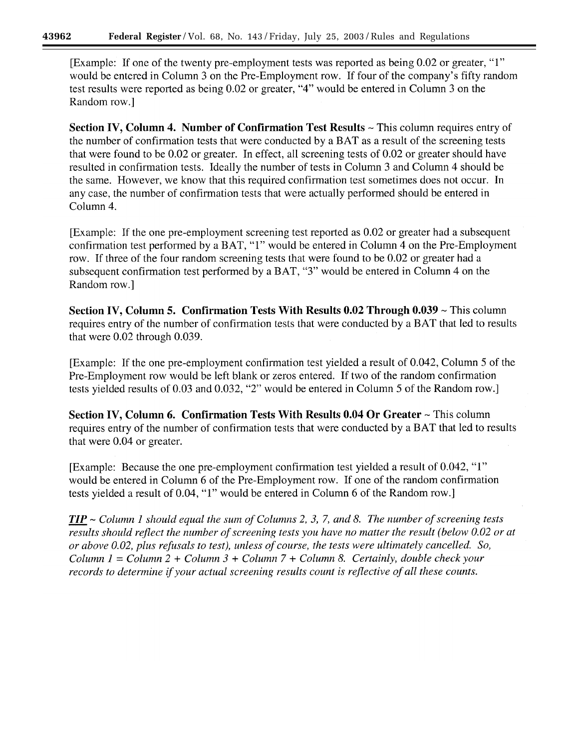[Example: If one of the twenty pre-employment tests was reported as being 0.02 or greater, "1" would be entered in Column 3 on the Pre-Employment row. If four of the company's fifty random test results were reported as being 0.02 or greater, "4" would be entered in Column 3 on the Random row.]

**Section IV, Column 4. Number of Confirmation Test Results** ~ This column requires entry of the number of confirmation tests that were conducted by a BAT as a result of the screening tests that were found to be 0.02 or greater. In effect, all screening tests of 0.02 or greater should have resulted in confirmation tests. Ideally the number of tests in Column 3 and Column 4 should be the same. However, we know that this required confirmation test sometimes does not occur. In any case, the number of confirmation tests that were actually performed should be entered in Column 4.

[Example: If the one pre-employment screening test reported as 0.02 or greater had a subsequent confirmation test performed by a BAT, "1" would be entered in Column 4 on the Pre-Employment row. If three of the four random screening tests that were found to be 0.02 or greater had a subsequent confirmation test performed by a BAT, "3" would be entered in Column 4 on the Random row.]

**Section IV, Column 5. Confirmation Tests With Results 0.02 Through 0.039** ~ This column requires entry of the number of confirmation tests that were conducted by a BAT that led to results that were 0.02 through 0.039.

[Example: If the one pre-employment confirmation test yielded a result of 0.042, Column 5 of the Pre-Employment row would be left blank or zeros entered. If two of the random confirmation tests yielded results of 0.03 and 0.032, "2" would be entered in Column 5 of the Random row.]

**Section IV, Column 6. Confirmation Tests With Results 0.04 Or Greater** ~ This column requires entry of the number of confirmation tests that were conducted by a BAT that led to results that were 0.04 or greater.

[Example: Because the one pre-employment confirmation test yielded a result of 0.042, "1" would be entered in Column 6 of the Pre-Employment row. If one of the random confirmation tests yielded a result of 0.04, "1" would be entered in Column 6 of the Random row.]

***TIP*** ~ *Column 1 should equal the sum of Columns 2, 3, 7, and 8. The number of screening tests results should reflect the number of screening tests you have no matter the result (below 0.02 or at or above 0.02, plus refusals to test), unless of course, the tests were ultimately cancelled. So, Column 1 = Column 2 + Column 3 + Column 7 + Column 8. Certainly, double check your records to determine if your actual screening results count is reflective of all these counts.*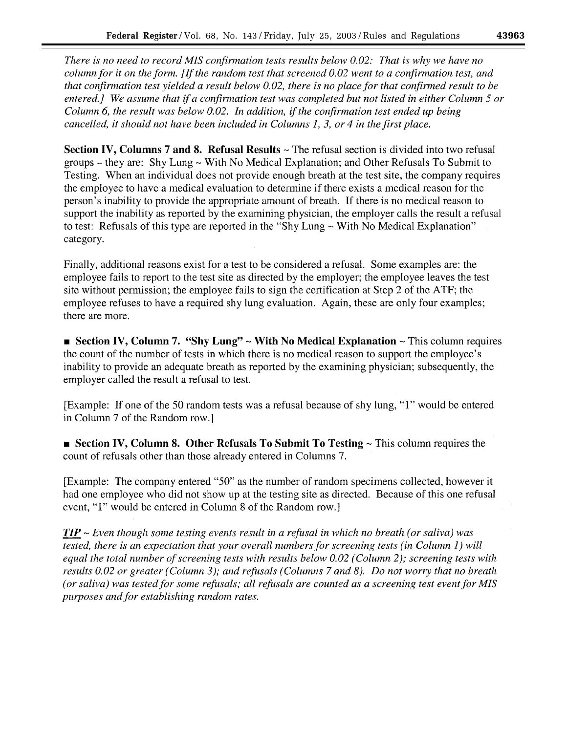*There is no need to record MIS confirmation tests results below 0.02: That is why we have no column for it on the form. [If the random test that screened 0.02 went to a confirmation test, and that confirmation test yielded a result below 0.02, there is no place for that confirmed result to be entered.] We assume that if a confirmation test was completed but not listed in either Column 5 or Column 6, the result was below 0.02. In addition, if the confirmation test ended up being cancelled, it should not have been included in Columns 1, 3, or 4 in the first place.*

**Section IV, Columns 7 and 8. Refusal Results** ~ The refusal section is divided into two refusal groups – they are: Shy Lung ~ With No Medical Explanation; and Other Refusals To Submit to Testing. When an individual does not provide enough breath at the test site, the company requires the employee to have a medical evaluation to determine if there exists a medical reason for the person's inability to provide the appropriate amount of breath. If there is no medical reason to support the inability as reported by the examining physician, the employer calls the result a refusal to test: Refusals of this type are reported in the "Shy Lung ~ With No Medical Explanation" category.

Finally, additional reasons exist for a test to be considered a refusal. Some examples are: the employee fails to report to the test site as directed by the employer; the employee leaves the test site without permission; the employee fails to sign the certification at Step 2 of the ATF; the employee refuses to have a required shy lung evaluation. Again, these are only four examples; there are more.

■ **Section IV, Column 7. "Shy Lung" ~ With No Medical Explanation** ~ This column requires the count of the number of tests in which there is no medical reason to support the employee's inability to provide an adequate breath as reported by the examining physician; subsequently, the employer called the result a refusal to test.

[Example: If one of the 50 random tests was a refusal because of shy lung, "1" would be entered in Column 7 of the Random row.]

■ **Section IV, Column 8. Other Refusals To Submit To Testing** ~ This column requires the count of refusals other than those already entered in Columns 7.

[Example: The company entered "50" as the number of random specimens collected, however it had one employee who did not show up at the testing site as directed. Because of this one refusal event, "1" would be entered in Column 8 of the Random row.]

***TIP*** *~ Even though some testing events result in a refusal in which no breath (or saliva) was tested, there is an expectation that your overall numbers for screening tests (in Column 1) will equal the total number of screening tests with results below 0.02 (Column 2); screening tests with results 0.02 or greater (Column 3); and refusals (Columns 7 and 8). Do not worry that no breath (or saliva) was tested for some refusals; all refusals are counted as a screening test event for MIS purposes and for establishing random rates.*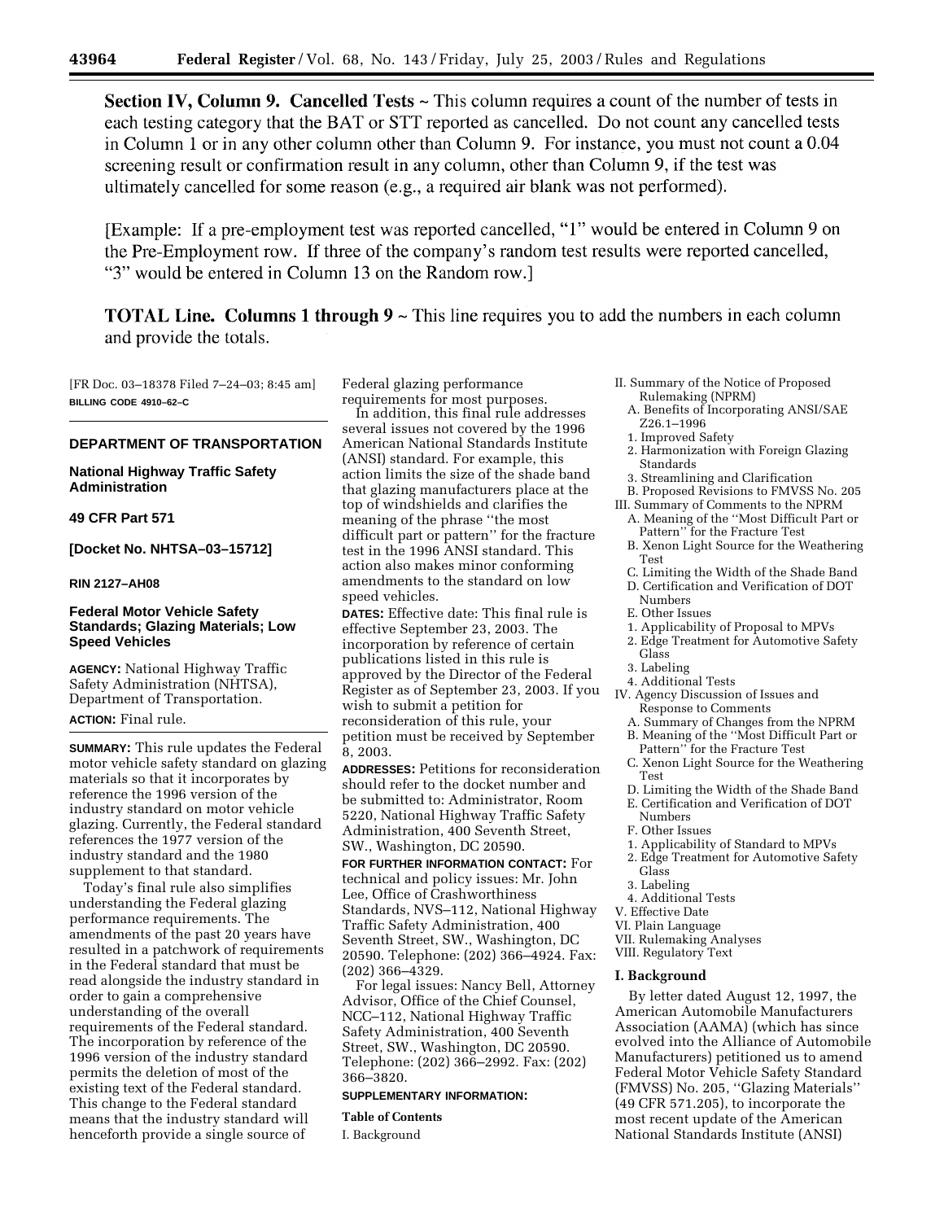**Section IV, Column 9. Cancelled Tests** ~ This column requires a count of the number of tests in each testing category that the BAT or STT reported as cancelled. Do not count any cancelled tests in Column 1 or in any other column other than Column 9. For instance, you must not count a 0.04 screening result or confirmation result in any column, other than Column 9, if the test was ultimately cancelled for some reason (e.g., a required air blank was not performed).

[Example: If a pre-employment test was reported cancelled, "1" would be entered in Column 9 on the Pre-Employment row. If three of the company's random test results were reported cancelled, "3" would be entered in Column 13 on the Random row.]

**TOTAL Line. Columns 1 through 9** ~ This line requires you to add the numbers in each column and provide the totals.

[FR Doc. 03–18378 Filed 7–24–03; 8:45 am]

**BILLING CODE 4910–62–C**

---

## DEPARTMENT OF TRANSPORTATION

### National Highway Traffic Safety Administration

### 49 CFR Part 571

### [Docket No. NHTSA–03–15712]

### RIN 2127–AH08

### Federal Motor Vehicle Safety Standards; Glazing Materials; Low Speed Vehicles

**AGENCY:** National Highway Traffic Safety Administration (NHTSA), Department of Transportation.

**ACTION:** Final rule.

**SUMMARY:** This rule updates the Federal motor vehicle safety standard on glazing materials so that it incorporates by reference the 1996 version of the industry standard on motor vehicle glazing. Currently, the Federal standard references the 1977 version of the industry standard and the 1980 supplement to that standard.

Today's final rule also simplifies understanding the Federal glazing performance requirements. The amendments of the past 20 years have resulted in a patchwork of requirements in the Federal standard that must be read alongside the industry standard in order to gain a comprehensive understanding of the overall requirements of the Federal standard. The incorporation by reference of the 1996 version of the industry standard permits the deletion of most of the existing text of the Federal standard. This change to the Federal standard means that the industry standard will henceforth provide a single source of Federal glazing performance requirements for most purposes.

In addition, this final rule addresses several issues not covered by the 1996 American National Standards Institute (ANSI) standard. For example, this action limits the size of the shade band that glazing manufacturers place at the top of windshields and clarifies the meaning of the phrase "the most difficult part or pattern" for the fracture test in the 1996 ANSI standard. This action also makes minor conforming amendments to the standard on low speed vehicles.

**DATES:** Effective date: This final rule is effective September 23, 2003. The incorporation by reference of certain publications listed in this rule is approved by the Director of the Federal Register as of September 23, 2003. If you wish to submit a petition for reconsideration of this rule, your petition must be received by September 8, 2003.

**ADDRESSES:** Petitions for reconsideration should refer to the docket number and be submitted to: Administrator, Room 5220, National Highway Traffic Safety Administration, 400 Seventh Street, SW., Washington, DC 20590.

**FOR FURTHER INFORMATION CONTACT:** For technical and policy issues: Mr. John Lee, Office of Crashworthiness Standards, NVS–112, National Highway Traffic Safety Administration, 400 Seventh Street, SW., Washington, DC 20590. Telephone: (202) 366–4924. Fax: (202) 366–4329.

For legal issues: Nancy Bell, Attorney Advisor, Office of the Chief Counsel, NCC–112, National Highway Traffic Safety Administration, 400 Seventh Street, SW., Washington, DC 20590. Telephone: (202) 366–2992. Fax: (202) 366–3820.

**SUPPLEMENTARY INFORMATION:**

**Table of Contents**

I. Background
II. Summary of the Notice of Proposed Rulemaking (NPRM)
  A. Benefits of Incorporating ANSI/SAE Z26.1–1996
  1. Improved Safety
  2. Harmonization with Foreign Glazing Standards
  3. Streamlining and Clarification
  B. Proposed Revisions to FMVSS No. 205
III. Summary of Comments to the NPRM
  A. Meaning of the "Most Difficult Part or Pattern" for the Fracture Test
  B. Xenon Light Source for the Weathering Test
  C. Limiting the Width of the Shade Band
  D. Certification and Verification of DOT Numbers
  E. Other Issues
  1. Applicability of Proposal to MPVs
  2. Edge Treatment for Automotive Safety Glass
  3. Labeling
  4. Additional Tests
IV. Agency Discussion of Issues and Response to Comments
  A. Summary of Changes from the NPRM
  B. Meaning of the "Most Difficult Part or Pattern" for the Fracture Test
  C. Xenon Light Source for the Weathering Test
  D. Limiting the Width of the Shade Band
  E. Certification and Verification of DOT Numbers
  F. Other Issues
  1. Applicability of Standard to MPVs
  2. Edge Treatment for Automotive Safety Glass
  3. Labeling
  4. Additional Tests
V. Effective Date
VI. Plain Language
VII. Rulemaking Analyses
VIII. Regulatory Text

### I. Background

By letter dated August 12, 1997, the American Automobile Manufacturers Association (AAMA) (which has since evolved into the Alliance of Automobile Manufacturers) petitioned us to amend Federal Motor Vehicle Safety Standard (FMVSS) No. 205, "Glazing Materials" (49 CFR 571.205), to incorporate the most recent update of the American National Standards Institute (ANSI)